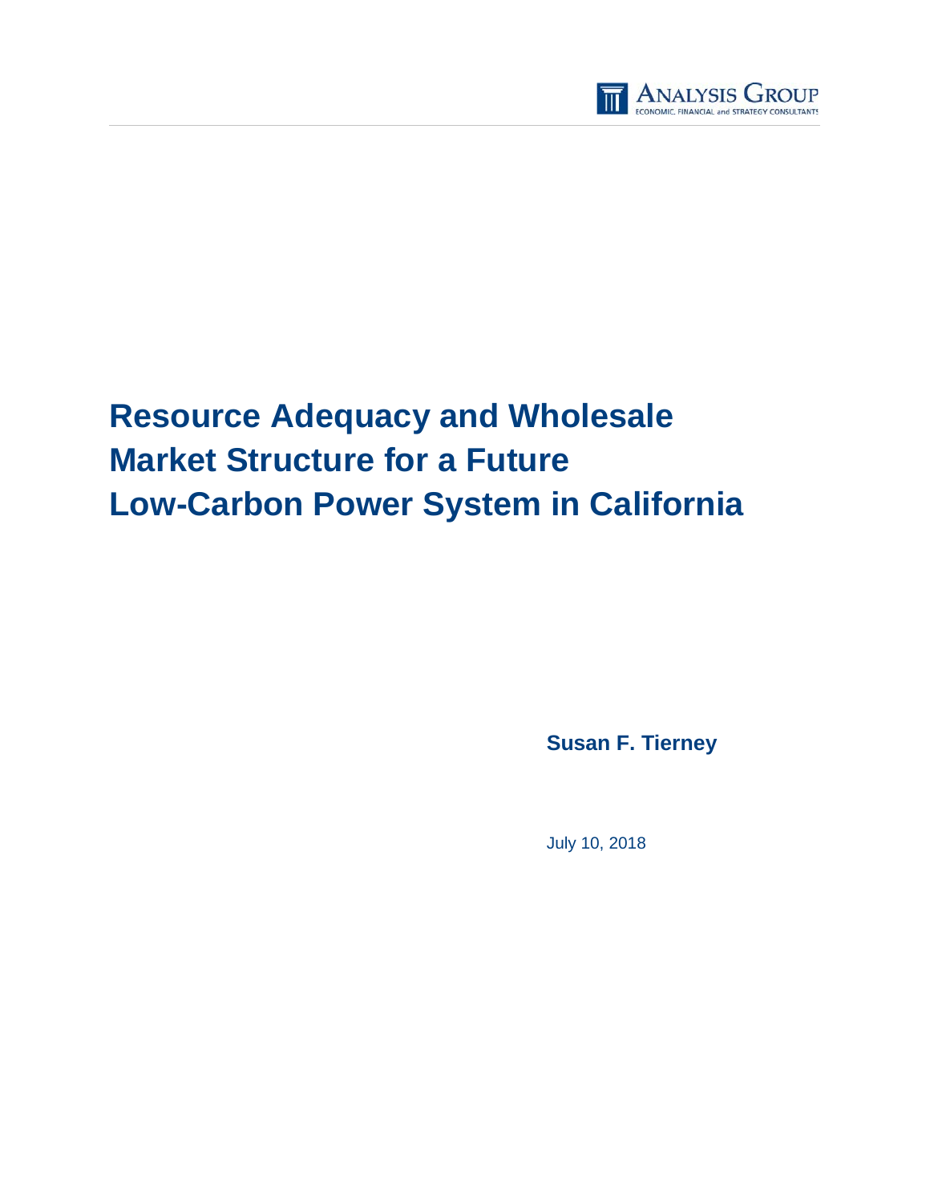Analysis Group
ECONOMIC, FINANCIAL and STRATEGY CONSULTANTS

# Resource Adequacy and Wholesale Market Structure for a Future Low-Carbon Power System in California

**Susan F. Tierney**

July 10, 2018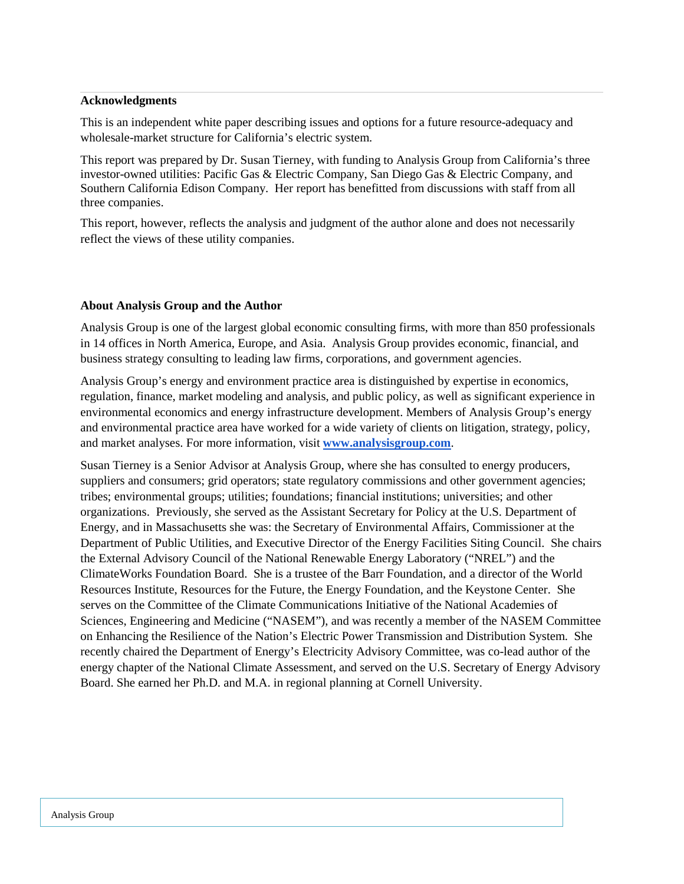**Acknowledgments**

This is an independent white paper describing issues and options for a future resource-adequacy and wholesale-market structure for California's electric system.

This report was prepared by Dr. Susan Tierney, with funding to Analysis Group from California's three investor-owned utilities: Pacific Gas & Electric Company, San Diego Gas & Electric Company, and Southern California Edison Company. Her report has benefitted from discussions with staff from all three companies.

This report, however, reflects the analysis and judgment of the author alone and does not necessarily reflect the views of these utility companies.

**About Analysis Group and the Author**

Analysis Group is one of the largest global economic consulting firms, with more than 850 professionals in 14 offices in North America, Europe, and Asia. Analysis Group provides economic, financial, and business strategy consulting to leading law firms, corporations, and government agencies.

Analysis Group's energy and environment practice area is distinguished by expertise in economics, regulation, finance, market modeling and analysis, and public policy, as well as significant experience in environmental economics and energy infrastructure development. Members of Analysis Group's energy and environmental practice area have worked for a wide variety of clients on litigation, strategy, policy, and market analyses. For more information, visit **www.analysisgroup.com**.

Susan Tierney is a Senior Advisor at Analysis Group, where she has consulted to energy producers, suppliers and consumers; grid operators; state regulatory commissions and other government agencies; tribes; environmental groups; utilities; foundations; financial institutions; universities; and other organizations. Previously, she served as the Assistant Secretary for Policy at the U.S. Department of Energy, and in Massachusetts she was: the Secretary of Environmental Affairs, Commissioner at the Department of Public Utilities, and Executive Director of the Energy Facilities Siting Council. She chairs the External Advisory Council of the National Renewable Energy Laboratory ("NREL") and the ClimateWorks Foundation Board. She is a trustee of the Barr Foundation, and a director of the World Resources Institute, Resources for the Future, the Energy Foundation, and the Keystone Center. She serves on the Committee of the Climate Communications Initiative of the National Academies of Sciences, Engineering and Medicine ("NASEM"), and was recently a member of the NASEM Committee on Enhancing the Resilience of the Nation's Electric Power Transmission and Distribution System. She recently chaired the Department of Energy's Electricity Advisory Committee, was co-lead author of the energy chapter of the National Climate Assessment, and served on the U.S. Secretary of Energy Advisory Board. She earned her Ph.D. and M.A. in regional planning at Cornell University.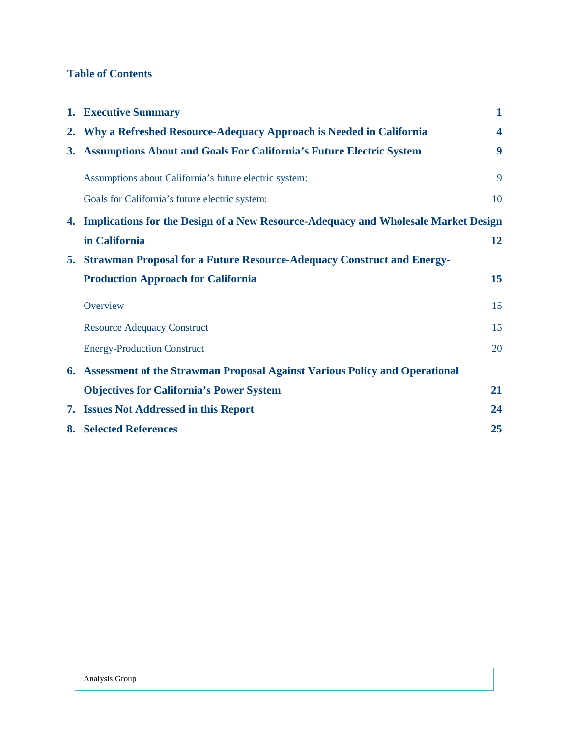## Table of Contents

1. **Executive Summary** 1
2. **Why a Refreshed Resource-Adequacy Approach is Needed in California** 4
3. **Assumptions About and Goals For California's Future Electric System** 9
   - Assumptions about California's future electric system: 9
   - Goals for California's future electric system: 10
4. **Implications for the Design of a New Resource-Adequacy and Wholesale Market Design in California** 12
5. **Strawman Proposal for a Future Resource-Adequacy Construct and Energy-Production Approach for California** 15
   - Overview 15
   - Resource Adequacy Construct 15
   - Energy-Production Construct 20
6. **Assessment of the Strawman Proposal Against Various Policy and Operational Objectives for California's Power System** 21
7. **Issues Not Addressed in this Report** 24
8. **Selected References** 25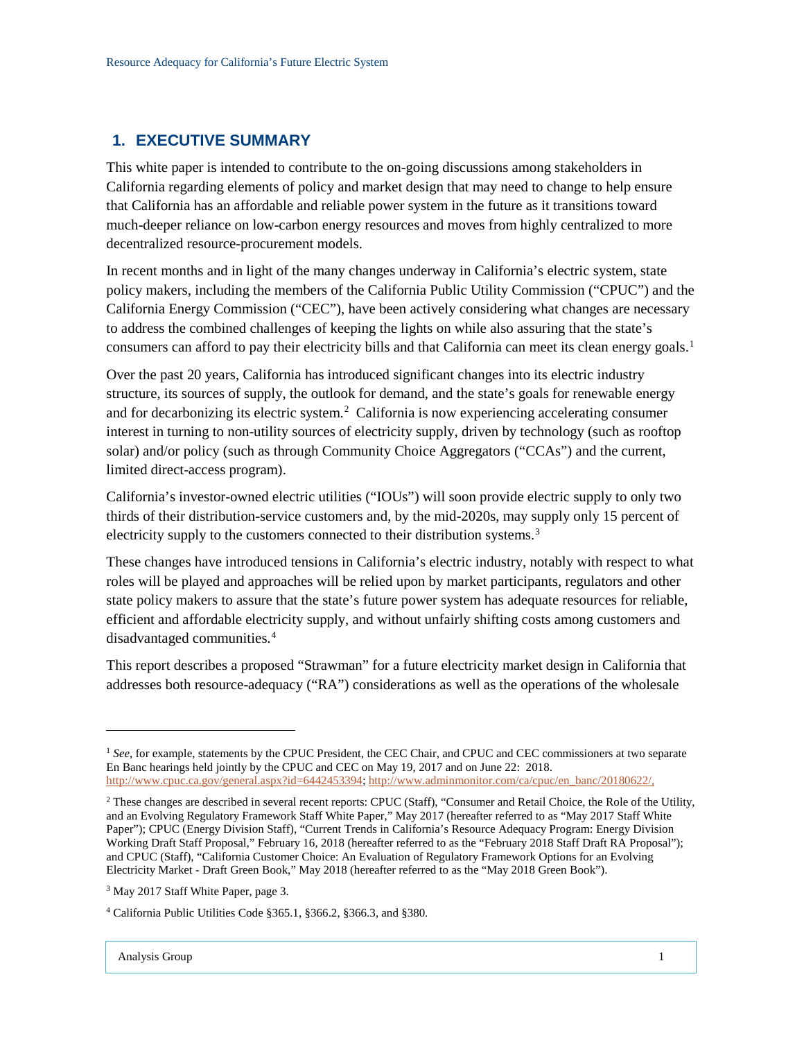## 1. EXECUTIVE SUMMARY

This white paper is intended to contribute to the on-going discussions among stakeholders in California regarding elements of policy and market design that may need to change to help ensure that California has an affordable and reliable power system in the future as it transitions toward much-deeper reliance on low-carbon energy resources and moves from highly centralized to more decentralized resource-procurement models.

In recent months and in light of the many changes underway in California's electric system, state policy makers, including the members of the California Public Utility Commission ("CPUC") and the California Energy Commission ("CEC"), have been actively considering what changes are necessary to address the combined challenges of keeping the lights on while also assuring that the state's consumers can afford to pay their electricity bills and that California can meet its clean energy goals.[1]

Over the past 20 years, California has introduced significant changes into its electric industry structure, its sources of supply, the outlook for demand, and the state's goals for renewable energy and for decarbonizing its electric system.[2] California is now experiencing accelerating consumer interest in turning to non-utility sources of electricity supply, driven by technology (such as rooftop solar) and/or policy (such as through Community Choice Aggregators ("CCAs") and the current, limited direct-access program).

California's investor-owned electric utilities ("IOUs") will soon provide electric supply to only two thirds of their distribution-service customers and, by the mid-2020s, may supply only 15 percent of electricity supply to the customers connected to their distribution systems.[3]

These changes have introduced tensions in California's electric industry, notably with respect to what roles will be played and approaches will be relied upon by market participants, regulators and other state policy makers to assure that the state's future power system has adequate resources for reliable, efficient and affordable electricity supply, and without unfairly shifting costs among customers and disadvantaged communities.[4]

This report describes a proposed "Strawman" for a future electricity market design in California that addresses both resource-adequacy ("RA") considerations as well as the operations of the wholesale

---

[1] *See*, for example, statements by the CPUC President, the CEC Chair, and CPUC and CEC commissioners at two separate En Banc hearings held jointly by the CPUC and CEC on May 19, 2017 and on June 22: 2018. http://www.cpuc.ca.gov/general.aspx?id=6442453394; http://www.adminmonitor.com/ca/cpuc/en_banc/20180622/,

[2] These changes are described in several recent reports: CPUC (Staff), "Consumer and Retail Choice, the Role of the Utility, and an Evolving Regulatory Framework Staff White Paper," May 2017 (hereafter referred to as "May 2017 Staff White Paper"); CPUC (Energy Division Staff), "Current Trends in California's Resource Adequacy Program: Energy Division Working Draft Staff Proposal," February 16, 2018 (hereafter referred to as the "February 2018 Staff Draft RA Proposal"); and CPUC (Staff), "California Customer Choice: An Evaluation of Regulatory Framework Options for an Evolving Electricity Market - Draft Green Book," May 2018 (hereafter referred to as the "May 2018 Green Book").

[3] May 2017 Staff White Paper, page 3.

[4] California Public Utilities Code §365.1, §366.2, §366.3, and §380.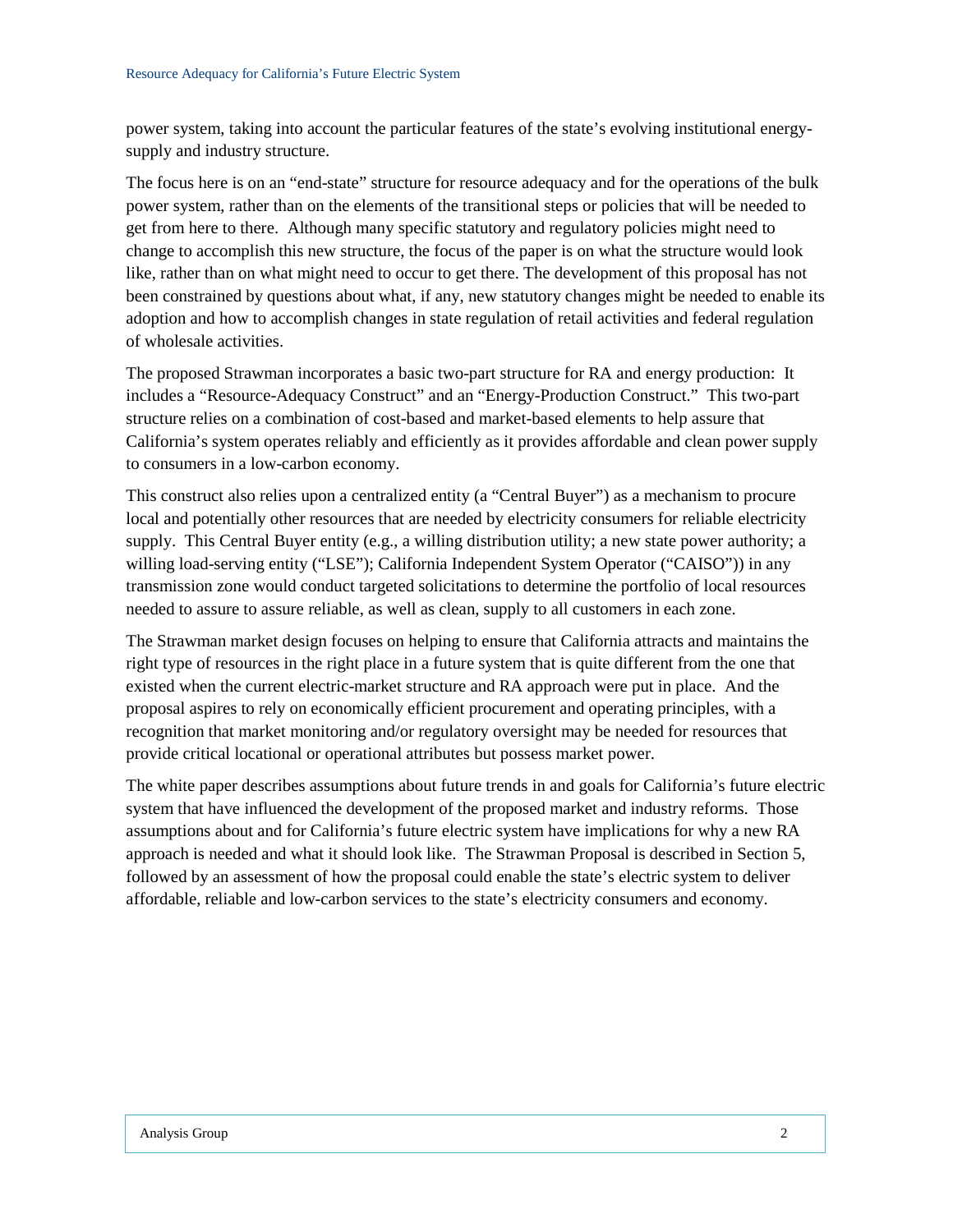power system, taking into account the particular features of the state's evolving institutional energy-supply and industry structure.

The focus here is on an "end-state" structure for resource adequacy and for the operations of the bulk power system, rather than on the elements of the transitional steps or policies that will be needed to get from here to there. Although many specific statutory and regulatory policies might need to change to accomplish this new structure, the focus of the paper is on what the structure would look like, rather than on what might need to occur to get there. The development of this proposal has not been constrained by questions about what, if any, new statutory changes might be needed to enable its adoption and how to accomplish changes in state regulation of retail activities and federal regulation of wholesale activities.

The proposed Strawman incorporates a basic two-part structure for RA and energy production: It includes a "Resource-Adequacy Construct" and an "Energy-Production Construct." This two-part structure relies on a combination of cost-based and market-based elements to help assure that California's system operates reliably and efficiently as it provides affordable and clean power supply to consumers in a low-carbon economy.

This construct also relies upon a centralized entity (a "Central Buyer") as a mechanism to procure local and potentially other resources that are needed by electricity consumers for reliable electricity supply. This Central Buyer entity (e.g., a willing distribution utility; a new state power authority; a willing load-serving entity ("LSE"); California Independent System Operator ("CAISO")) in any transmission zone would conduct targeted solicitations to determine the portfolio of local resources needed to assure to assure reliable, as well as clean, supply to all customers in each zone.

The Strawman market design focuses on helping to ensure that California attracts and maintains the right type of resources in the right place in a future system that is quite different from the one that existed when the current electric-market structure and RA approach were put in place. And the proposal aspires to rely on economically efficient procurement and operating principles, with a recognition that market monitoring and/or regulatory oversight may be needed for resources that provide critical locational or operational attributes but possess market power.

The white paper describes assumptions about future trends in and goals for California's future electric system that have influenced the development of the proposed market and industry reforms. Those assumptions about and for California's future electric system have implications for why a new RA approach is needed and what it should look like. The Strawman Proposal is described in Section 5, followed by an assessment of how the proposal could enable the state's electric system to deliver affordable, reliable and low-carbon services to the state's electricity consumers and economy.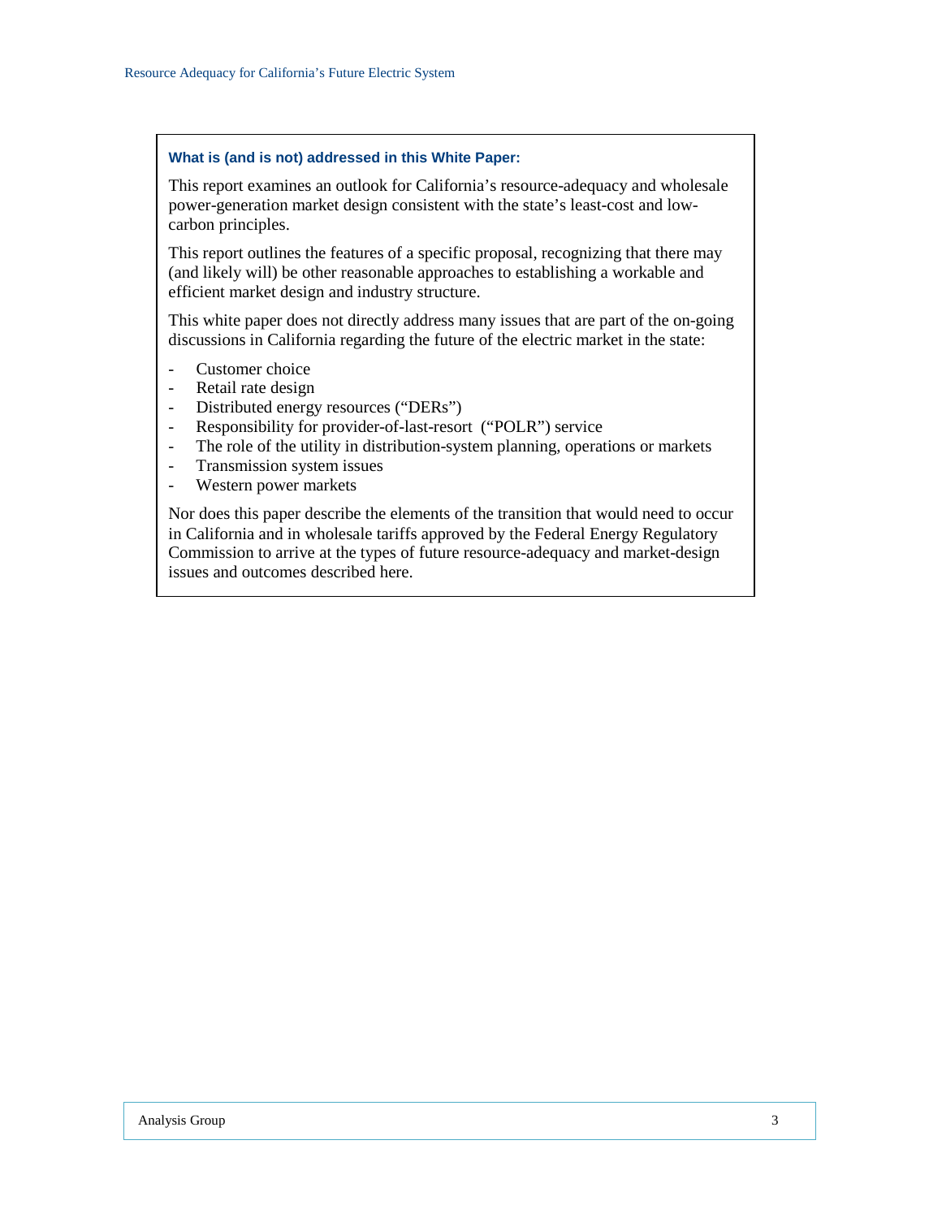**What is (and is not) addressed in this White Paper:**

This report examines an outlook for California's resource-adequacy and wholesale power-generation market design consistent with the state's least-cost and low-carbon principles.

This report outlines the features of a specific proposal, recognizing that there may (and likely will) be other reasonable approaches to establishing a workable and efficient market design and industry structure.

This white paper does not directly address many issues that are part of the on-going discussions in California regarding the future of the electric market in the state:

- Customer choice
- Retail rate design
- Distributed energy resources ("DERs")
- Responsibility for provider-of-last-resort ("POLR") service
- The role of the utility in distribution-system planning, operations or markets
- Transmission system issues
- Western power markets

Nor does this paper describe the elements of the transition that would need to occur in California and in wholesale tariffs approved by the Federal Energy Regulatory Commission to arrive at the types of future resource-adequacy and market-design issues and outcomes described here.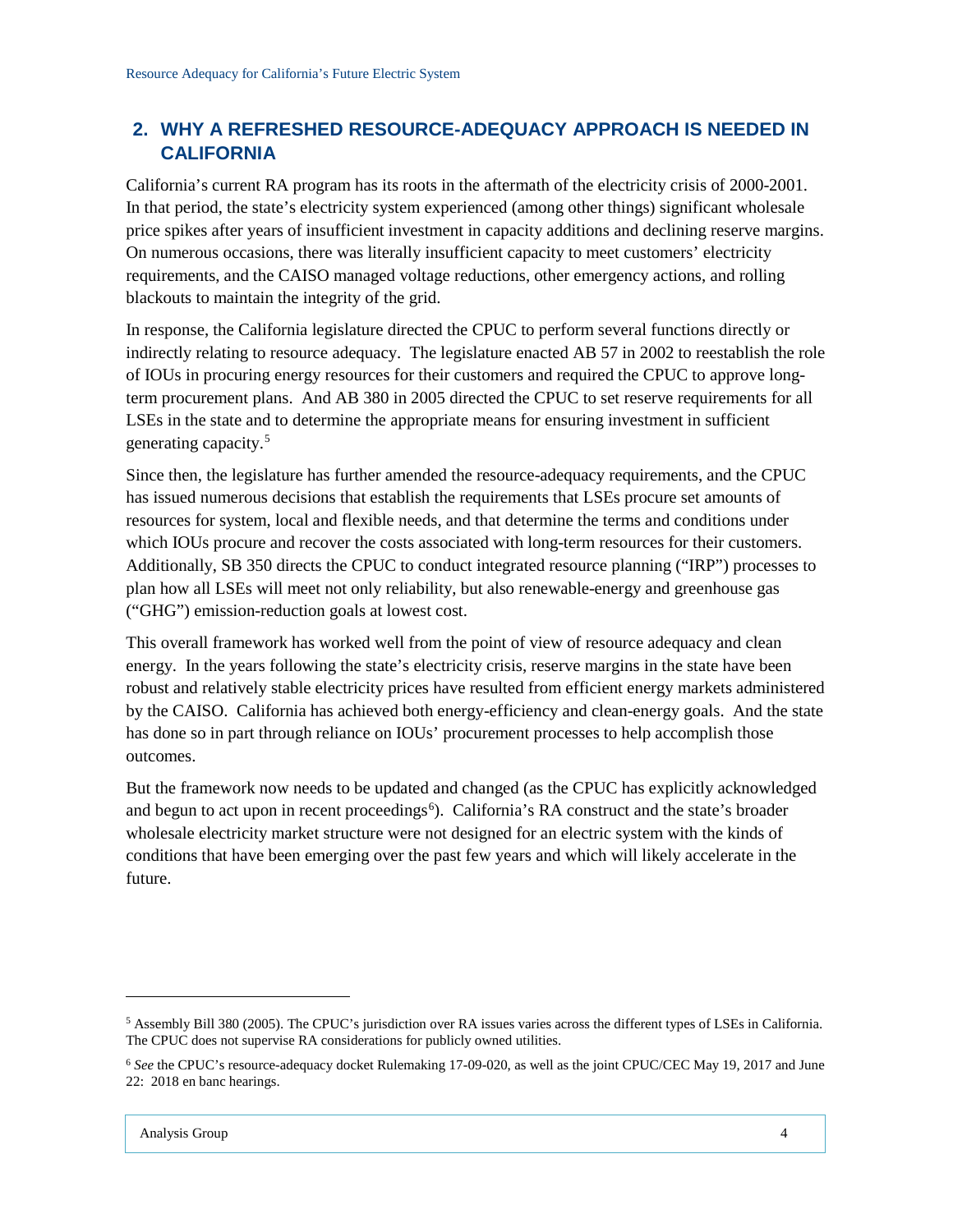## 2. WHY A REFRESHED RESOURCE-ADEQUACY APPROACH IS NEEDED IN CALIFORNIA

California's current RA program has its roots in the aftermath of the electricity crisis of 2000-2001. In that period, the state's electricity system experienced (among other things) significant wholesale price spikes after years of insufficient investment in capacity additions and declining reserve margins. On numerous occasions, there was literally insufficient capacity to meet customers' electricity requirements, and the CAISO managed voltage reductions, other emergency actions, and rolling blackouts to maintain the integrity of the grid.

In response, the California legislature directed the CPUC to perform several functions directly or indirectly relating to resource adequacy. The legislature enacted AB 57 in 2002 to reestablish the role of IOUs in procuring energy resources for their customers and required the CPUC to approve long-term procurement plans. And AB 380 in 2005 directed the CPUC to set reserve requirements for all LSEs in the state and to determine the appropriate means for ensuring investment in sufficient generating capacity.[5]

Since then, the legislature has further amended the resource-adequacy requirements, and the CPUC has issued numerous decisions that establish the requirements that LSEs procure set amounts of resources for system, local and flexible needs, and that determine the terms and conditions under which IOUs procure and recover the costs associated with long-term resources for their customers. Additionally, SB 350 directs the CPUC to conduct integrated resource planning ("IRP") processes to plan how all LSEs will meet not only reliability, but also renewable-energy and greenhouse gas ("GHG") emission-reduction goals at lowest cost.

This overall framework has worked well from the point of view of resource adequacy and clean energy. In the years following the state's electricity crisis, reserve margins in the state have been robust and relatively stable electricity prices have resulted from efficient energy markets administered by the CAISO. California has achieved both energy-efficiency and clean-energy goals. And the state has done so in part through reliance on IOUs' procurement processes to help accomplish those outcomes.

But the framework now needs to be updated and changed (as the CPUC has explicitly acknowledged and begun to act upon in recent proceedings[6]). California's RA construct and the state's broader wholesale electricity market structure were not designed for an electric system with the kinds of conditions that have been emerging over the past few years and which will likely accelerate in the future.

---

[5] Assembly Bill 380 (2005). The CPUC's jurisdiction over RA issues varies across the different types of LSEs in California. The CPUC does not supervise RA considerations for publicly owned utilities.

[6] *See* the CPUC's resource-adequacy docket Rulemaking 17-09-020, as well as the joint CPUC/CEC May 19, 2017 and June 22: 2018 en banc hearings.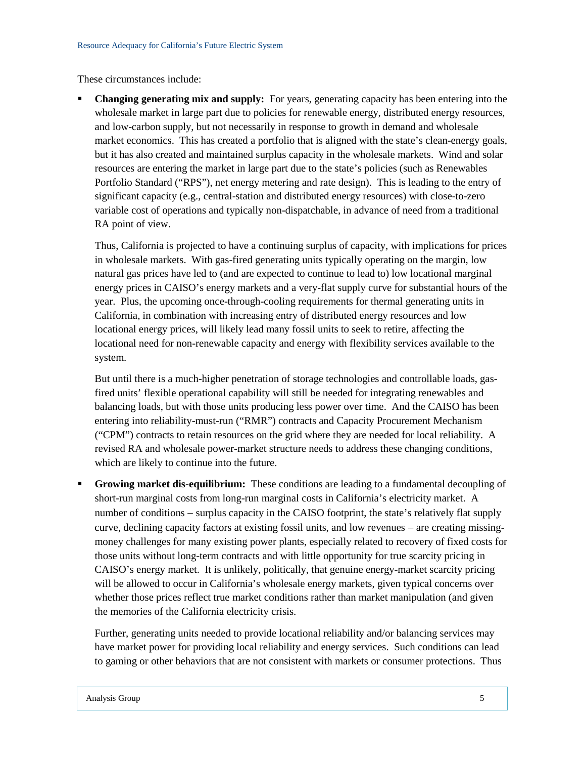These circumstances include:

- **Changing generating mix and supply:** For years, generating capacity has been entering into the wholesale market in large part due to policies for renewable energy, distributed energy resources, and low-carbon supply, but not necessarily in response to growth in demand and wholesale market economics. This has created a portfolio that is aligned with the state's clean-energy goals, but it has also created and maintained surplus capacity in the wholesale markets. Wind and solar resources are entering the market in large part due to the state's policies (such as Renewables Portfolio Standard ("RPS"), net energy metering and rate design). This is leading to the entry of significant capacity (e.g., central-station and distributed energy resources) with close-to-zero variable cost of operations and typically non-dispatchable, in advance of need from a traditional RA point of view.

  Thus, California is projected to have a continuing surplus of capacity, with implications for prices in wholesale markets. With gas-fired generating units typically operating on the margin, low natural gas prices have led to (and are expected to continue to lead to) low locational marginal energy prices in CAISO's energy markets and a very-flat supply curve for substantial hours of the year. Plus, the upcoming once-through-cooling requirements for thermal generating units in California, in combination with increasing entry of distributed energy resources and low locational energy prices, will likely lead many fossil units to seek to retire, affecting the locational need for non-renewable capacity and energy with flexibility services available to the system.

  But until there is a much-higher penetration of storage technologies and controllable loads, gas-fired units' flexible operational capability will still be needed for integrating renewables and balancing loads, but with those units producing less power over time. And the CAISO has been entering into reliability-must-run ("RMR") contracts and Capacity Procurement Mechanism ("CPM") contracts to retain resources on the grid where they are needed for local reliability. A revised RA and wholesale power-market structure needs to address these changing conditions, which are likely to continue into the future.

- **Growing market dis-equilibrium:** These conditions are leading to a fundamental decoupling of short-run marginal costs from long-run marginal costs in California's electricity market. A number of conditions – surplus capacity in the CAISO footprint, the state's relatively flat supply curve, declining capacity factors at existing fossil units, and low revenues – are creating missing-money challenges for many existing power plants, especially related to recovery of fixed costs for those units without long-term contracts and with little opportunity for true scarcity pricing in CAISO's energy market. It is unlikely, politically, that genuine energy-market scarcity pricing will be allowed to occur in California's wholesale energy markets, given typical concerns over whether those prices reflect true market conditions rather than market manipulation (and given the memories of the California electricity crisis.

  Further, generating units needed to provide locational reliability and/or balancing services may have market power for providing local reliability and energy services. Such conditions can lead to gaming or other behaviors that are not consistent with markets or consumer protections. Thus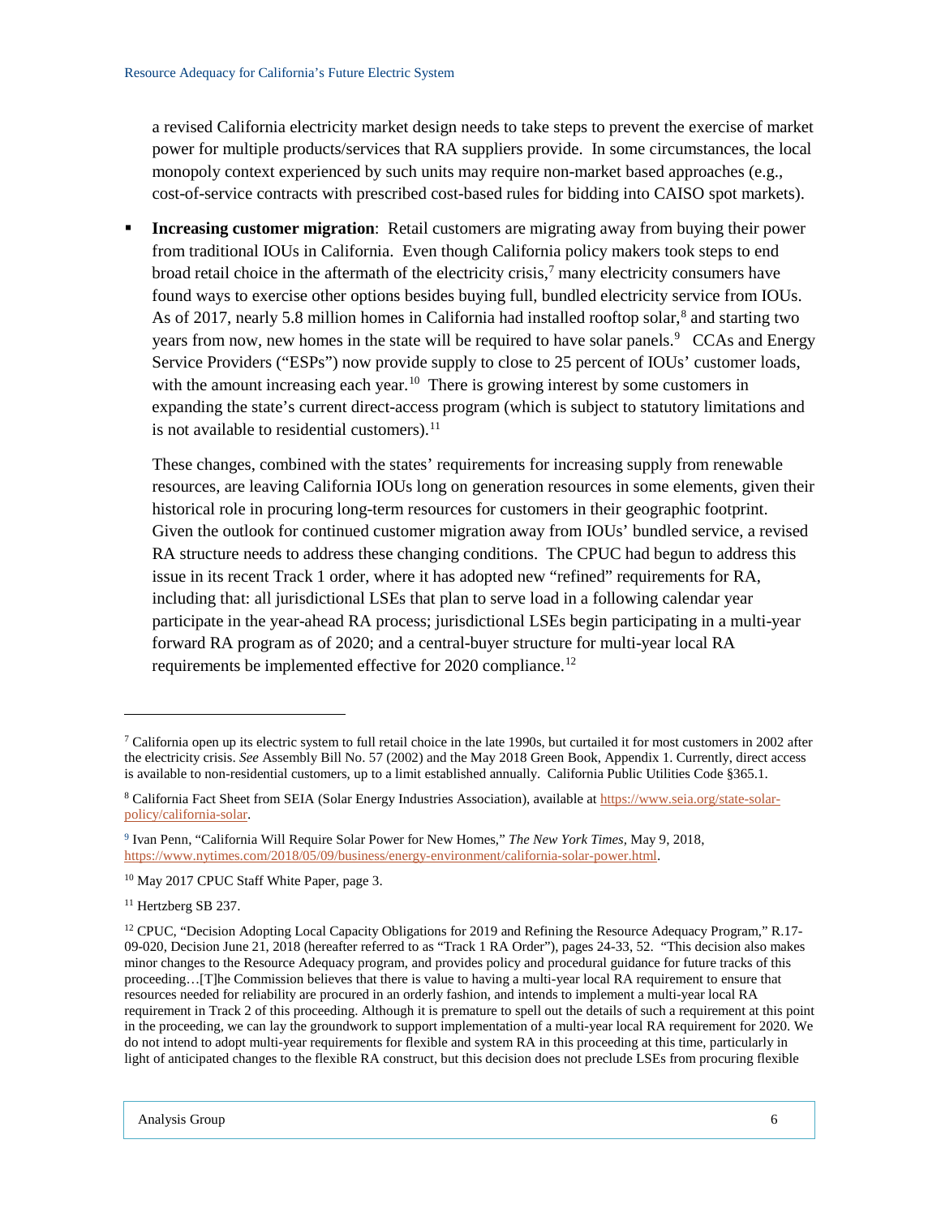a revised California electricity market design needs to take steps to prevent the exercise of market power for multiple products/services that RA suppliers provide. In some circumstances, the local monopoly context experienced by such units may require non-market based approaches (e.g., cost-of-service contracts with prescribed cost-based rules for bidding into CAISO spot markets).

- **Increasing customer migration**: Retail customers are migrating away from buying their power from traditional IOUs in California. Even though California policy makers took steps to end broad retail choice in the aftermath of the electricity crisis,[7] many electricity consumers have found ways to exercise other options besides buying full, bundled electricity service from IOUs. As of 2017, nearly 5.8 million homes in California had installed rooftop solar,[8] and starting two years from now, new homes in the state will be required to have solar panels.[9] CCAs and Energy Service Providers ("ESPs") now provide supply to close to 25 percent of IOUs' customer loads, with the amount increasing each year.[10] There is growing interest by some customers in expanding the state's current direct-access program (which is subject to statutory limitations and is not available to residential customers).[11]

  These changes, combined with the states' requirements for increasing supply from renewable resources, are leaving California IOUs long on generation resources in some elements, given their historical role in procuring long-term resources for customers in their geographic footprint. Given the outlook for continued customer migration away from IOUs' bundled service, a revised RA structure needs to address these changing conditions. The CPUC had begun to address this issue in its recent Track 1 order, where it has adopted new "refined" requirements for RA, including that: all jurisdictional LSEs that plan to serve load in a following calendar year participate in the year-ahead RA process; jurisdictional LSEs begin participating in a multi-year forward RA program as of 2020; and a central-buyer structure for multi-year local RA requirements be implemented effective for 2020 compliance.[12]

---

[7] California open up its electric system to full retail choice in the late 1990s, but curtailed it for most customers in 2002 after the electricity crisis. *See* Assembly Bill No. 57 (2002) and the May 2018 Green Book, Appendix 1. Currently, direct access is available to non-residential customers, up to a limit established annually. California Public Utilities Code §365.1.

[8] California Fact Sheet from SEIA (Solar Energy Industries Association), available at https://www.seia.org/state-solar-policy/california-solar.

[9] Ivan Penn, "California Will Require Solar Power for New Homes," *The New York Times*, May 9, 2018, https://www.nytimes.com/2018/05/09/business/energy-environment/california-solar-power.html.

[10] May 2017 CPUC Staff White Paper, page 3.

[11] Hertzberg SB 237.

[12] CPUC, "Decision Adopting Local Capacity Obligations for 2019 and Refining the Resource Adequacy Program," R.17-09-020, Decision June 21, 2018 (hereafter referred to as "Track 1 RA Order"), pages 24-33, 52. "This decision also makes minor changes to the Resource Adequacy program, and provides policy and procedural guidance for future tracks of this proceeding…[T]he Commission believes that there is value to having a multi-year local RA requirement to ensure that resources needed for reliability are procured in an orderly fashion, and intends to implement a multi-year local RA requirement in Track 2 of this proceeding. Although it is premature to spell out the details of such a requirement at this point in the proceeding, we can lay the groundwork to support implementation of a multi-year local RA requirement for 2020. We do not intend to adopt multi-year requirements for flexible and system RA in this proceeding at this time, particularly in light of anticipated changes to the flexible RA construct, but this decision does not preclude LSEs from procuring flexible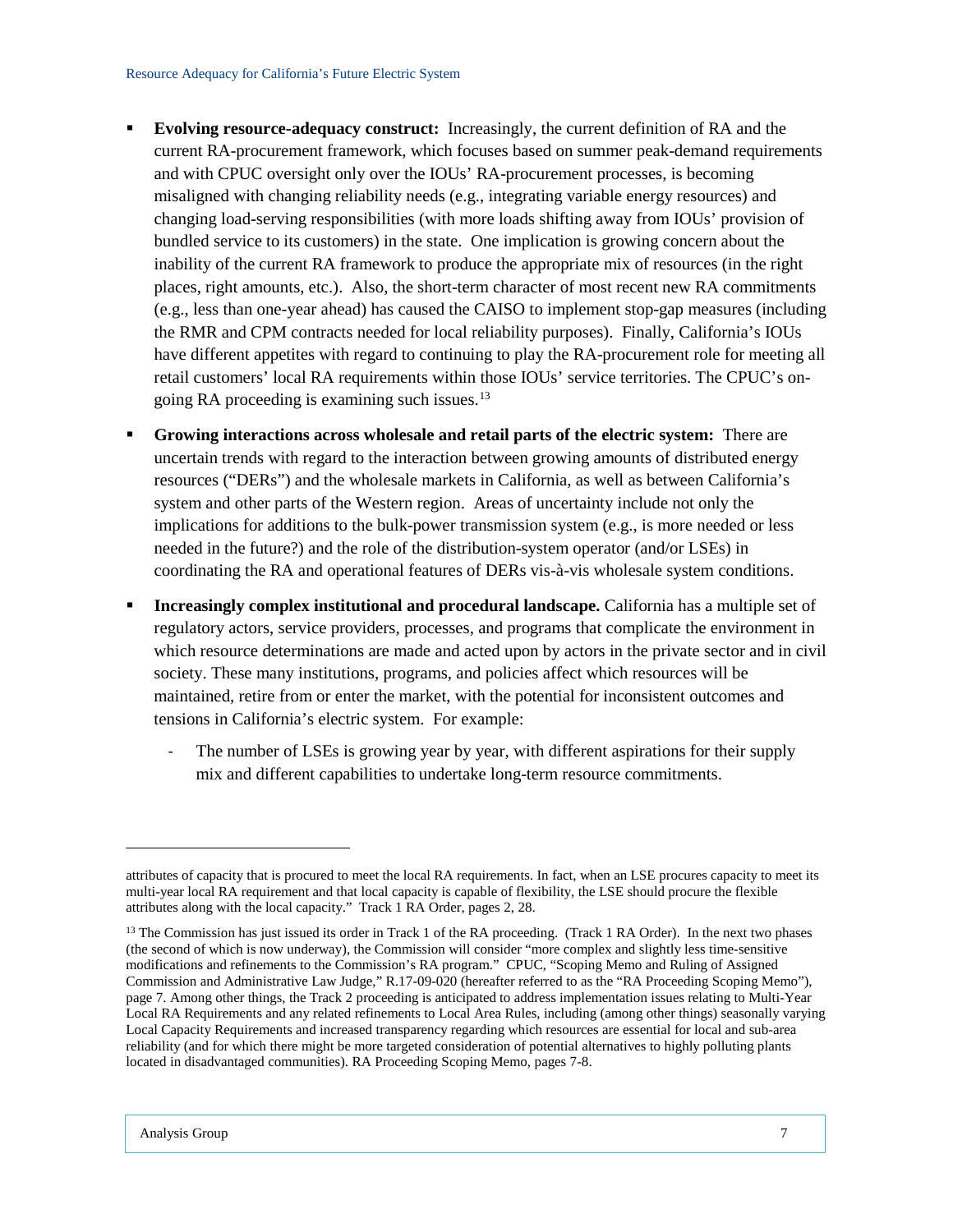- **Evolving resource-adequacy construct:** Increasingly, the current definition of RA and the current RA-procurement framework, which focuses based on summer peak-demand requirements and with CPUC oversight only over the IOUs' RA-procurement processes, is becoming misaligned with changing reliability needs (e.g., integrating variable energy resources) and changing load-serving responsibilities (with more loads shifting away from IOUs' provision of bundled service to its customers) in the state. One implication is growing concern about the inability of the current RA framework to produce the appropriate mix of resources (in the right places, right amounts, etc.). Also, the short-term character of most recent new RA commitments (e.g., less than one-year ahead) has caused the CAISO to implement stop-gap measures (including the RMR and CPM contracts needed for local reliability purposes). Finally, California's IOUs have different appetites with regard to continuing to play the RA-procurement role for meeting all retail customers' local RA requirements within those IOUs' service territories. The CPUC's on-going RA proceeding is examining such issues.[13]

- **Growing interactions across wholesale and retail parts of the electric system:** There are uncertain trends with regard to the interaction between growing amounts of distributed energy resources ("DERs") and the wholesale markets in California, as well as between California's system and other parts of the Western region. Areas of uncertainty include not only the implications for additions to the bulk-power transmission system (e.g., is more needed or less needed in the future?) and the role of the distribution-system operator (and/or LSEs) in coordinating the RA and operational features of DERs vis-à-vis wholesale system conditions.

- **Increasingly complex institutional and procedural landscape.** California has a multiple set of regulatory actors, service providers, processes, and programs that complicate the environment in which resource determinations are made and acted upon by actors in the private sector and in civil society. These many institutions, programs, and policies affect which resources will be maintained, retire from or enter the market, with the potential for inconsistent outcomes and tensions in California's electric system. For example:

  - The number of LSEs is growing year by year, with different aspirations for their supply mix and different capabilities to undertake long-term resource commitments.

---

attributes of capacity that is procured to meet the local RA requirements. In fact, when an LSE procures capacity to meet its multi-year local RA requirement and that local capacity is capable of flexibility, the LSE should procure the flexible attributes along with the local capacity." Track 1 RA Order, pages 2, 28.

[13] The Commission has just issued its order in Track 1 of the RA proceeding. (Track 1 RA Order). In the next two phases (the second of which is now underway), the Commission will consider "more complex and slightly less time-sensitive modifications and refinements to the Commission's RA program." CPUC, "Scoping Memo and Ruling of Assigned Commission and Administrative Law Judge," R.17-09-020 (hereafter referred to as the "RA Proceeding Scoping Memo"), page 7. Among other things, the Track 2 proceeding is anticipated to address implementation issues relating to Multi-Year Local RA Requirements and any related refinements to Local Area Rules, including (among other things) seasonally varying Local Capacity Requirements and increased transparency regarding which resources are essential for local and sub-area reliability (and for which there might be more targeted consideration of potential alternatives to highly polluting plants located in disadvantaged communities). RA Proceeding Scoping Memo, pages 7-8.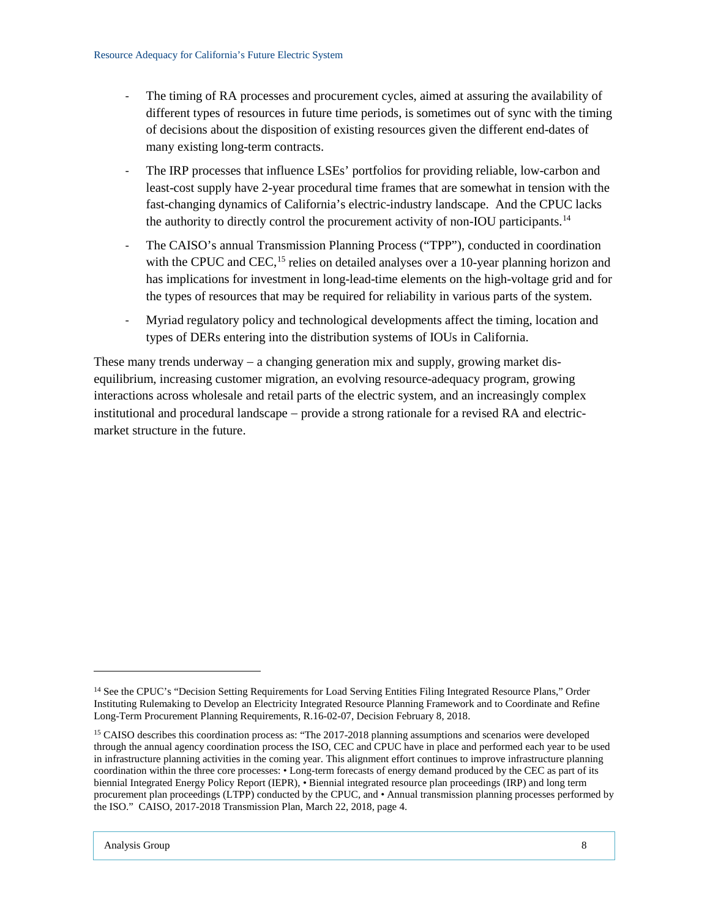- The timing of RA processes and procurement cycles, aimed at assuring the availability of different types of resources in future time periods, is sometimes out of sync with the timing of decisions about the disposition of existing resources given the different end-dates of many existing long-term contracts.
- The IRP processes that influence LSEs' portfolios for providing reliable, low-carbon and least-cost supply have 2-year procedural time frames that are somewhat in tension with the fast-changing dynamics of California's electric-industry landscape. And the CPUC lacks the authority to directly control the procurement activity of non-IOU participants.[14]
- The CAISO's annual Transmission Planning Process ("TPP"), conducted in coordination with the CPUC and CEC,[15] relies on detailed analyses over a 10-year planning horizon and has implications for investment in long-lead-time elements on the high-voltage grid and for the types of resources that may be required for reliability in various parts of the system.
- Myriad regulatory policy and technological developments affect the timing, location and types of DERs entering into the distribution systems of IOUs in California.

These many trends underway – a changing generation mix and supply, growing market dis-equilibrium, increasing customer migration, an evolving resource-adequacy program, growing interactions across wholesale and retail parts of the electric system, and an increasingly complex institutional and procedural landscape – provide a strong rationale for a revised RA and electric-market structure in the future.

---

[14] See the CPUC's "Decision Setting Requirements for Load Serving Entities Filing Integrated Resource Plans," Order Instituting Rulemaking to Develop an Electricity Integrated Resource Planning Framework and to Coordinate and Refine Long-Term Procurement Planning Requirements, R.16-02-07, Decision February 8, 2018.

[15] CAISO describes this coordination process as: "The 2017-2018 planning assumptions and scenarios were developed through the annual agency coordination process the ISO, CEC and CPUC have in place and performed each year to be used in infrastructure planning activities in the coming year. This alignment effort continues to improve infrastructure planning coordination within the three core processes: • Long-term forecasts of energy demand produced by the CEC as part of its biennial Integrated Energy Policy Report (IEPR), • Biennial integrated resource plan proceedings (IRP) and long term procurement plan proceedings (LTPP) conducted by the CPUC, and • Annual transmission planning processes performed by the ISO." CAISO, 2017-2018 Transmission Plan, March 22, 2018, page 4.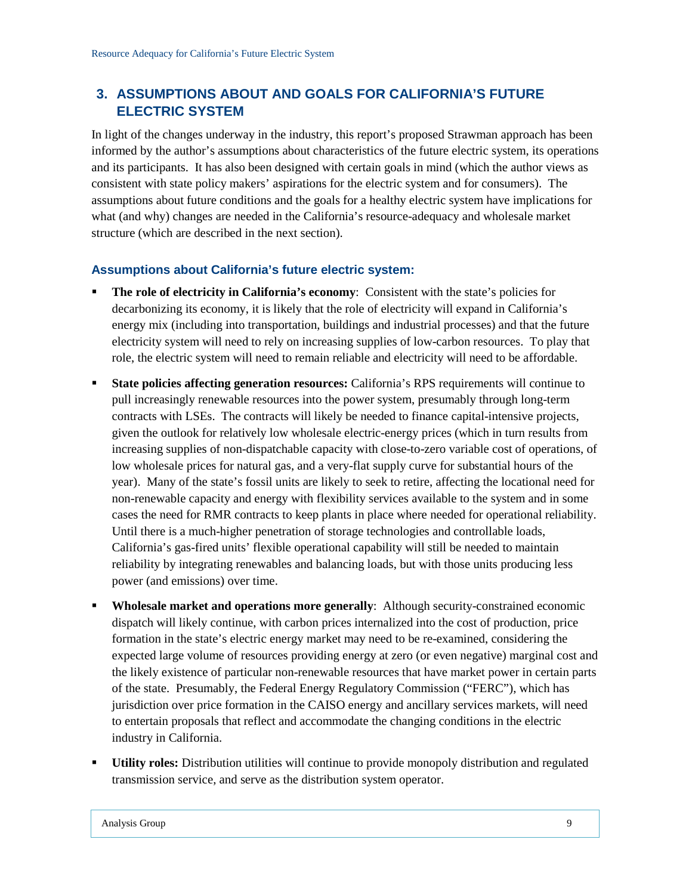## 3. ASSUMPTIONS ABOUT AND GOALS FOR CALIFORNIA'S FUTURE ELECTRIC SYSTEM

In light of the changes underway in the industry, this report's proposed Strawman approach has been informed by the author's assumptions about characteristics of the future electric system, its operations and its participants. It has also been designed with certain goals in mind (which the author views as consistent with state policy makers' aspirations for the electric system and for consumers). The assumptions about future conditions and the goals for a healthy electric system have implications for what (and why) changes are needed in the California's resource-adequacy and wholesale market structure (which are described in the next section).

### Assumptions about California's future electric system:

- **The role of electricity in California's economy**: Consistent with the state's policies for decarbonizing its economy, it is likely that the role of electricity will expand in California's energy mix (including into transportation, buildings and industrial processes) and that the future electricity system will need to rely on increasing supplies of low-carbon resources. To play that role, the electric system will need to remain reliable and electricity will need to be affordable.
- **State policies affecting generation resources:** California's RPS requirements will continue to pull increasingly renewable resources into the power system, presumably through long-term contracts with LSEs. The contracts will likely be needed to finance capital-intensive projects, given the outlook for relatively low wholesale electric-energy prices (which in turn results from increasing supplies of non-dispatchable capacity with close-to-zero variable cost of operations, of low wholesale prices for natural gas, and a very-flat supply curve for substantial hours of the year). Many of the state's fossil units are likely to seek to retire, affecting the locational need for non-renewable capacity and energy with flexibility services available to the system and in some cases the need for RMR contracts to keep plants in place where needed for operational reliability. Until there is a much-higher penetration of storage technologies and controllable loads, California's gas-fired units' flexible operational capability will still be needed to maintain reliability by integrating renewables and balancing loads, but with those units producing less power (and emissions) over time.
- **Wholesale market and operations more generally**: Although security-constrained economic dispatch will likely continue, with carbon prices internalized into the cost of production, price formation in the state's electric energy market may need to be re-examined, considering the expected large volume of resources providing energy at zero (or even negative) marginal cost and the likely existence of particular non-renewable resources that have market power in certain parts of the state. Presumably, the Federal Energy Regulatory Commission ("FERC"), which has jurisdiction over price formation in the CAISO energy and ancillary services markets, will need to entertain proposals that reflect and accommodate the changing conditions in the electric industry in California.
- **Utility roles:** Distribution utilities will continue to provide monopoly distribution and regulated transmission service, and serve as the distribution system operator.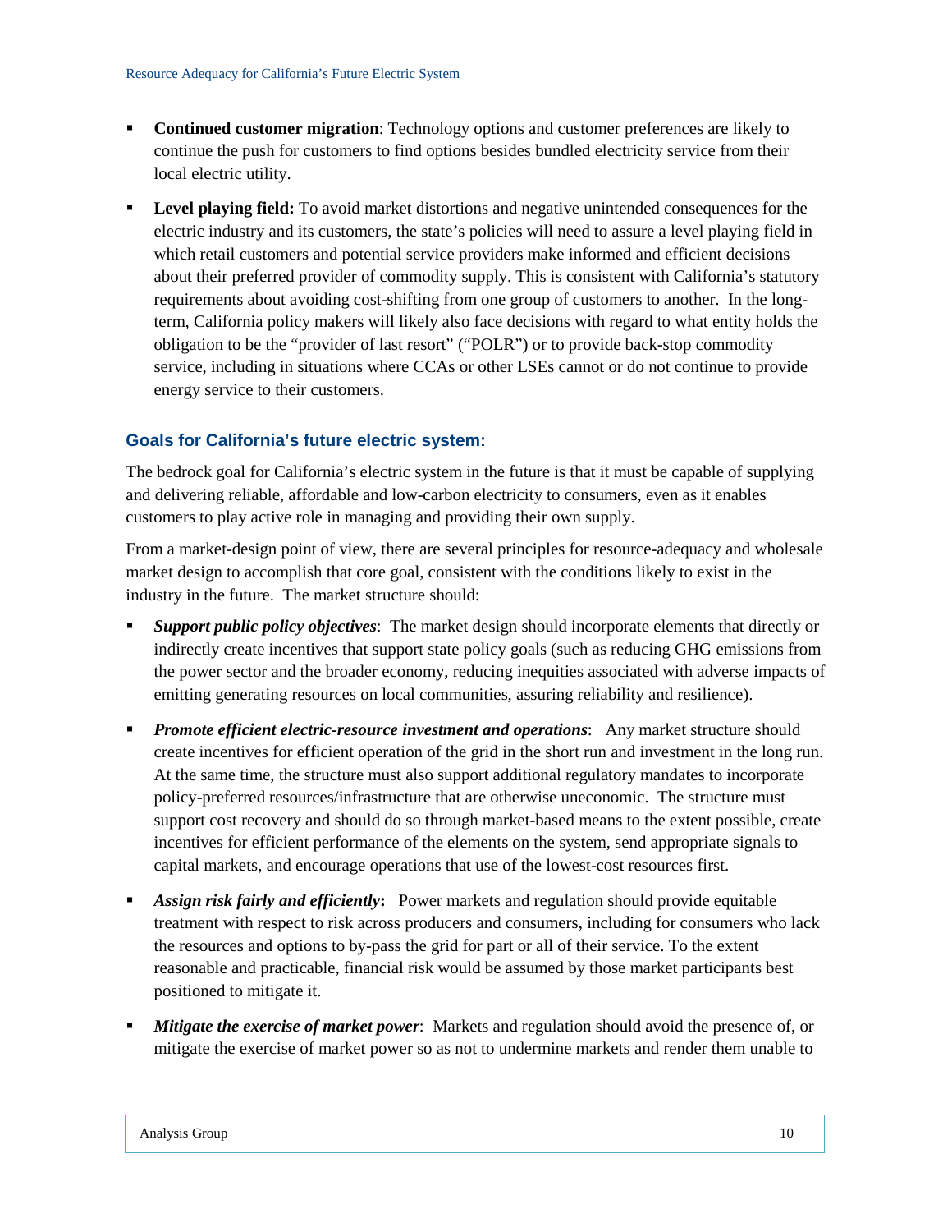- **Continued customer migration**: Technology options and customer preferences are likely to continue the push for customers to find options besides bundled electricity service from their local electric utility.

- **Level playing field:** To avoid market distortions and negative unintended consequences for the electric industry and its customers, the state's policies will need to assure a level playing field in which retail customers and potential service providers make informed and efficient decisions about their preferred provider of commodity supply. This is consistent with California's statutory requirements about avoiding cost-shifting from one group of customers to another. In the long-term, California policy makers will likely also face decisions with regard to what entity holds the obligation to be the "provider of last resort" ("POLR") or to provide back-stop commodity service, including in situations where CCAs or other LSEs cannot or do not continue to provide energy service to their customers.

### Goals for California's future electric system:

The bedrock goal for California's electric system in the future is that it must be capable of supplying and delivering reliable, affordable and low-carbon electricity to consumers, even as it enables customers to play active role in managing and providing their own supply.

From a market-design point of view, there are several principles for resource-adequacy and wholesale market design to accomplish that core goal, consistent with the conditions likely to exist in the industry in the future. The market structure should:

- ***Support public policy objectives***: The market design should incorporate elements that directly or indirectly create incentives that support state policy goals (such as reducing GHG emissions from the power sector and the broader economy, reducing inequities associated with adverse impacts of emitting generating resources on local communities, assuring reliability and resilience).

- ***Promote efficient electric-resource investment and operations***: Any market structure should create incentives for efficient operation of the grid in the short run and investment in the long run. At the same time, the structure must also support additional regulatory mandates to incorporate policy-preferred resources/infrastructure that are otherwise uneconomic. The structure must support cost recovery and should do so through market-based means to the extent possible, create incentives for efficient performance of the elements on the system, send appropriate signals to capital markets, and encourage operations that use of the lowest-cost resources first.

- ***Assign risk fairly and efficiently*:** Power markets and regulation should provide equitable treatment with respect to risk across producers and consumers, including for consumers who lack the resources and options to by-pass the grid for part or all of their service. To the extent reasonable and practicable, financial risk would be assumed by those market participants best positioned to mitigate it.

- ***Mitigate the exercise of market power***: Markets and regulation should avoid the presence of, or mitigate the exercise of market power so as not to undermine markets and render them unable to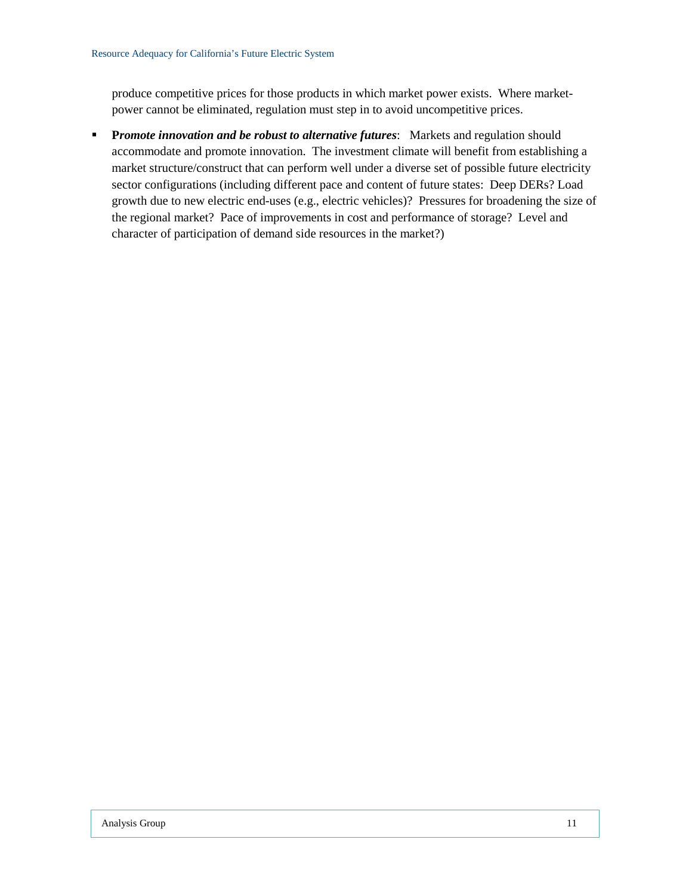produce competitive prices for those products in which market power exists. Where market-power cannot be eliminated, regulation must step in to avoid uncompetitive prices.

- ***Promote innovation and be robust to alternative futures***: Markets and regulation should accommodate and promote innovation. The investment climate will benefit from establishing a market structure/construct that can perform well under a diverse set of possible future electricity sector configurations (including different pace and content of future states: Deep DERs? Load growth due to new electric end-uses (e.g., electric vehicles)? Pressures for broadening the size of the regional market? Pace of improvements in cost and performance of storage? Level and character of participation of demand side resources in the market?)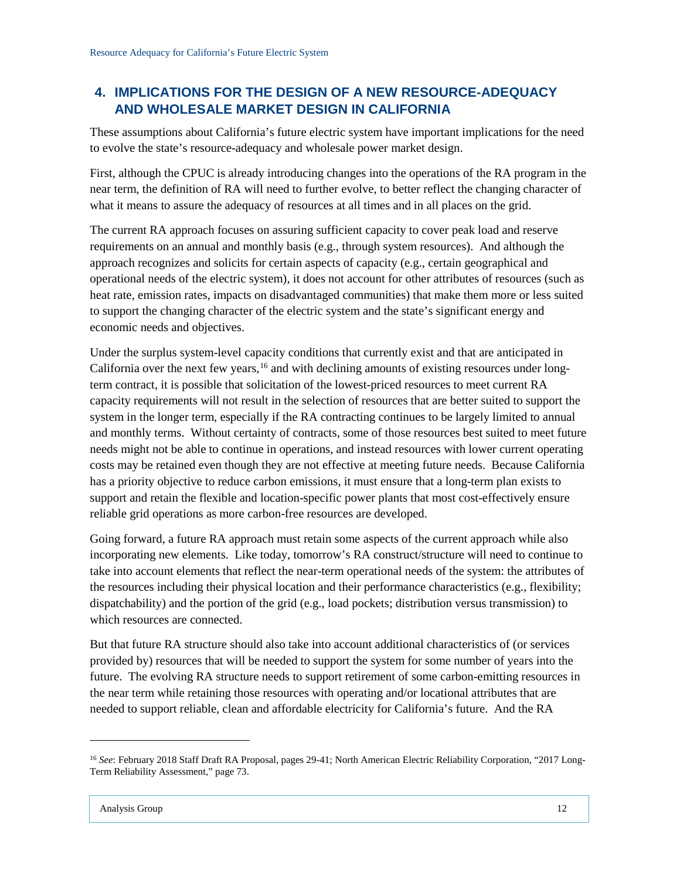## 4. IMPLICATIONS FOR THE DESIGN OF A NEW RESOURCE-ADEQUACY AND WHOLESALE MARKET DESIGN IN CALIFORNIA

These assumptions about California's future electric system have important implications for the need to evolve the state's resource-adequacy and wholesale power market design.

First, although the CPUC is already introducing changes into the operations of the RA program in the near term, the definition of RA will need to further evolve, to better reflect the changing character of what it means to assure the adequacy of resources at all times and in all places on the grid.

The current RA approach focuses on assuring sufficient capacity to cover peak load and reserve requirements on an annual and monthly basis (e.g., through system resources). And although the approach recognizes and solicits for certain aspects of capacity (e.g., certain geographical and operational needs of the electric system), it does not account for other attributes of resources (such as heat rate, emission rates, impacts on disadvantaged communities) that make them more or less suited to support the changing character of the electric system and the state's significant energy and economic needs and objectives.

Under the surplus system-level capacity conditions that currently exist and that are anticipated in California over the next few years,[16] and with declining amounts of existing resources under long-term contract, it is possible that solicitation of the lowest-priced resources to meet current RA capacity requirements will not result in the selection of resources that are better suited to support the system in the longer term, especially if the RA contracting continues to be largely limited to annual and monthly terms. Without certainty of contracts, some of those resources best suited to meet future needs might not be able to continue in operations, and instead resources with lower current operating costs may be retained even though they are not effective at meeting future needs. Because California has a priority objective to reduce carbon emissions, it must ensure that a long-term plan exists to support and retain the flexible and location-specific power plants that most cost-effectively ensure reliable grid operations as more carbon-free resources are developed.

Going forward, a future RA approach must retain some aspects of the current approach while also incorporating new elements. Like today, tomorrow's RA construct/structure will need to continue to take into account elements that reflect the near-term operational needs of the system: the attributes of the resources including their physical location and their performance characteristics (e.g., flexibility; dispatchability) and the portion of the grid (e.g., load pockets; distribution versus transmission) to which resources are connected.

But that future RA structure should also take into account additional characteristics of (or services provided by) resources that will be needed to support the system for some number of years into the future. The evolving RA structure needs to support retirement of some carbon-emitting resources in the near term while retaining those resources with operating and/or locational attributes that are needed to support reliable, clean and affordable electricity for California's future. And the RA

[16] *See*: February 2018 Staff Draft RA Proposal, pages 29-41; North American Electric Reliability Corporation, "2017 Long-Term Reliability Assessment," page 73.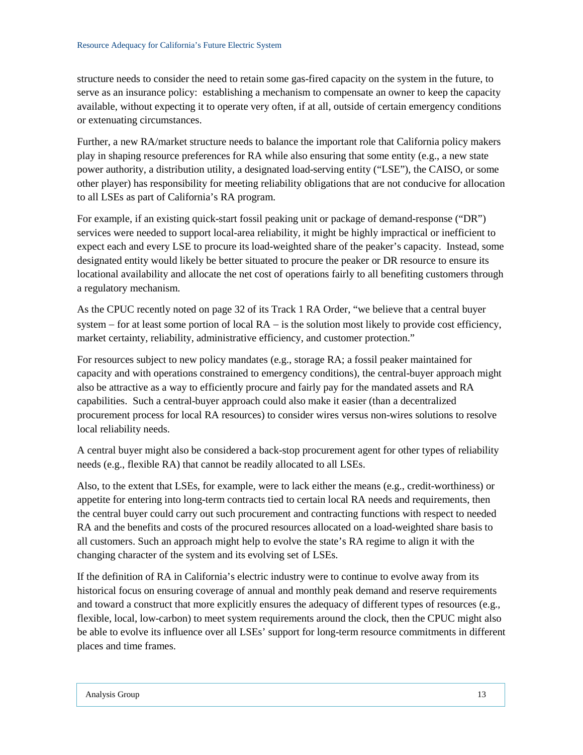structure needs to consider the need to retain some gas-fired capacity on the system in the future, to serve as an insurance policy: establishing a mechanism to compensate an owner to keep the capacity available, without expecting it to operate very often, if at all, outside of certain emergency conditions or extenuating circumstances.

Further, a new RA/market structure needs to balance the important role that California policy makers play in shaping resource preferences for RA while also ensuring that some entity (e.g., a new state power authority, a distribution utility, a designated load-serving entity ("LSE"), the CAISO, or some other player) has responsibility for meeting reliability obligations that are not conducive for allocation to all LSEs as part of California's RA program.

For example, if an existing quick-start fossil peaking unit or package of demand-response ("DR") services were needed to support local-area reliability, it might be highly impractical or inefficient to expect each and every LSE to procure its load-weighted share of the peaker's capacity. Instead, some designated entity would likely be better situated to procure the peaker or DR resource to ensure its locational availability and allocate the net cost of operations fairly to all benefiting customers through a regulatory mechanism.

As the CPUC recently noted on page 32 of its Track 1 RA Order, "we believe that a central buyer system – for at least some portion of local RA – is the solution most likely to provide cost efficiency, market certainty, reliability, administrative efficiency, and customer protection."

For resources subject to new policy mandates (e.g., storage RA; a fossil peaker maintained for capacity and with operations constrained to emergency conditions), the central-buyer approach might also be attractive as a way to efficiently procure and fairly pay for the mandated assets and RA capabilities. Such a central-buyer approach could also make it easier (than a decentralized procurement process for local RA resources) to consider wires versus non-wires solutions to resolve local reliability needs.

A central buyer might also be considered a back-stop procurement agent for other types of reliability needs (e.g., flexible RA) that cannot be readily allocated to all LSEs.

Also, to the extent that LSEs, for example, were to lack either the means (e.g., credit-worthiness) or appetite for entering into long-term contracts tied to certain local RA needs and requirements, then the central buyer could carry out such procurement and contracting functions with respect to needed RA and the benefits and costs of the procured resources allocated on a load-weighted share basis to all customers. Such an approach might help to evolve the state's RA regime to align it with the changing character of the system and its evolving set of LSEs.

If the definition of RA in California's electric industry were to continue to evolve away from its historical focus on ensuring coverage of annual and monthly peak demand and reserve requirements and toward a construct that more explicitly ensures the adequacy of different types of resources (e.g., flexible, local, low-carbon) to meet system requirements around the clock, then the CPUC might also be able to evolve its influence over all LSEs' support for long-term resource commitments in different places and time frames.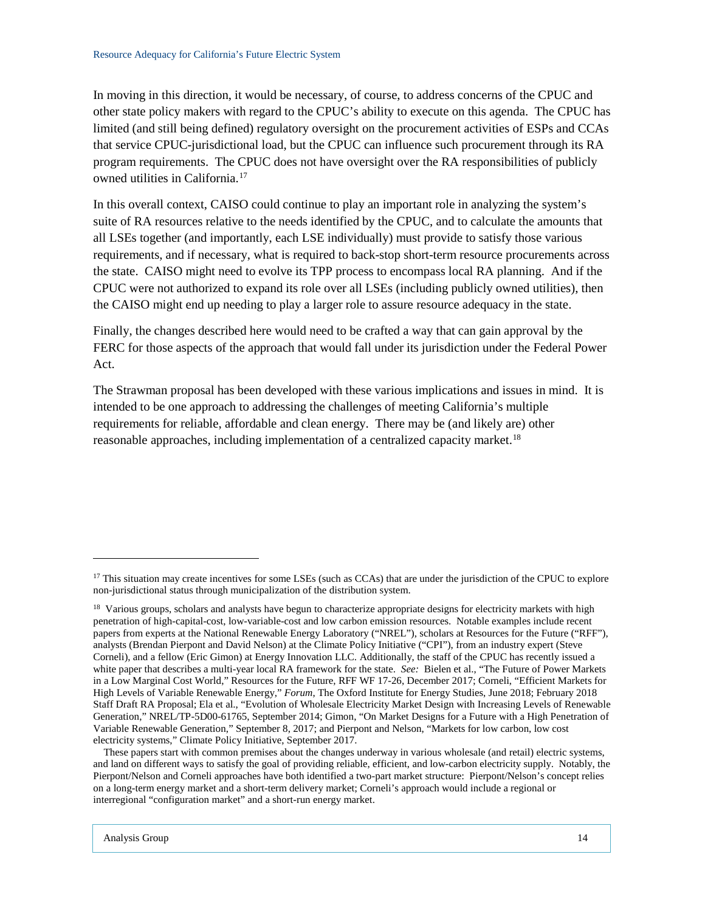In moving in this direction, it would be necessary, of course, to address concerns of the CPUC and other state policy makers with regard to the CPUC's ability to execute on this agenda. The CPUC has limited (and still being defined) regulatory oversight on the procurement activities of ESPs and CCAs that service CPUC-jurisdictional load, but the CPUC can influence such procurement through its RA program requirements. The CPUC does not have oversight over the RA responsibilities of publicly owned utilities in California.[17]

In this overall context, CAISO could continue to play an important role in analyzing the system's suite of RA resources relative to the needs identified by the CPUC, and to calculate the amounts that all LSEs together (and importantly, each LSE individually) must provide to satisfy those various requirements, and if necessary, what is required to back-stop short-term resource procurements across the state. CAISO might need to evolve its TPP process to encompass local RA planning. And if the CPUC were not authorized to expand its role over all LSEs (including publicly owned utilities), then the CAISO might end up needing to play a larger role to assure resource adequacy in the state.

Finally, the changes described here would need to be crafted a way that can gain approval by the FERC for those aspects of the approach that would fall under its jurisdiction under the Federal Power Act.

The Strawman proposal has been developed with these various implications and issues in mind. It is intended to be one approach to addressing the challenges of meeting California's multiple requirements for reliable, affordable and clean energy. There may be (and likely are) other reasonable approaches, including implementation of a centralized capacity market.[18]

---

[17] This situation may create incentives for some LSEs (such as CCAs) that are under the jurisdiction of the CPUC to explore non-jurisdictional status through municipalization of the distribution system.

[18] Various groups, scholars and analysts have begun to characterize appropriate designs for electricity markets with high penetration of high-capital-cost, low-variable-cost and low carbon emission resources. Notable examples include recent papers from experts at the National Renewable Energy Laboratory ("NREL"), scholars at Resources for the Future ("RFF"), analysts (Brendan Pierpont and David Nelson) at the Climate Policy Initiative ("CPI"), from an industry expert (Steve Corneli), and a fellow (Eric Gimon) at Energy Innovation LLC. Additionally, the staff of the CPUC has recently issued a white paper that describes a multi-year local RA framework for the state. *See:* Bielen et al., "The Future of Power Markets in a Low Marginal Cost World," Resources for the Future, RFF WF 17-26, December 2017; Corneli, "Efficient Markets for High Levels of Variable Renewable Energy," *Forum*, The Oxford Institute for Energy Studies, June 2018; February 2018 Staff Draft RA Proposal; Ela et al., "Evolution of Wholesale Electricity Market Design with Increasing Levels of Renewable Generation," NREL/TP-5D00-61765, September 2014; Gimon, "On Market Designs for a Future with a High Penetration of Variable Renewable Generation," September 8, 2017; and Pierpont and Nelson, "Markets for low carbon, low cost electricity systems," Climate Policy Initiative, September 2017.

These papers start with common premises about the changes underway in various wholesale (and retail) electric systems, and land on different ways to satisfy the goal of providing reliable, efficient, and low-carbon electricity supply. Notably, the Pierpont/Nelson and Corneli approaches have both identified a two-part market structure: Pierpont/Nelson's concept relies on a long-term energy market and a short-term delivery market; Corneli's approach would include a regional or interregional "configuration market" and a short-run energy market.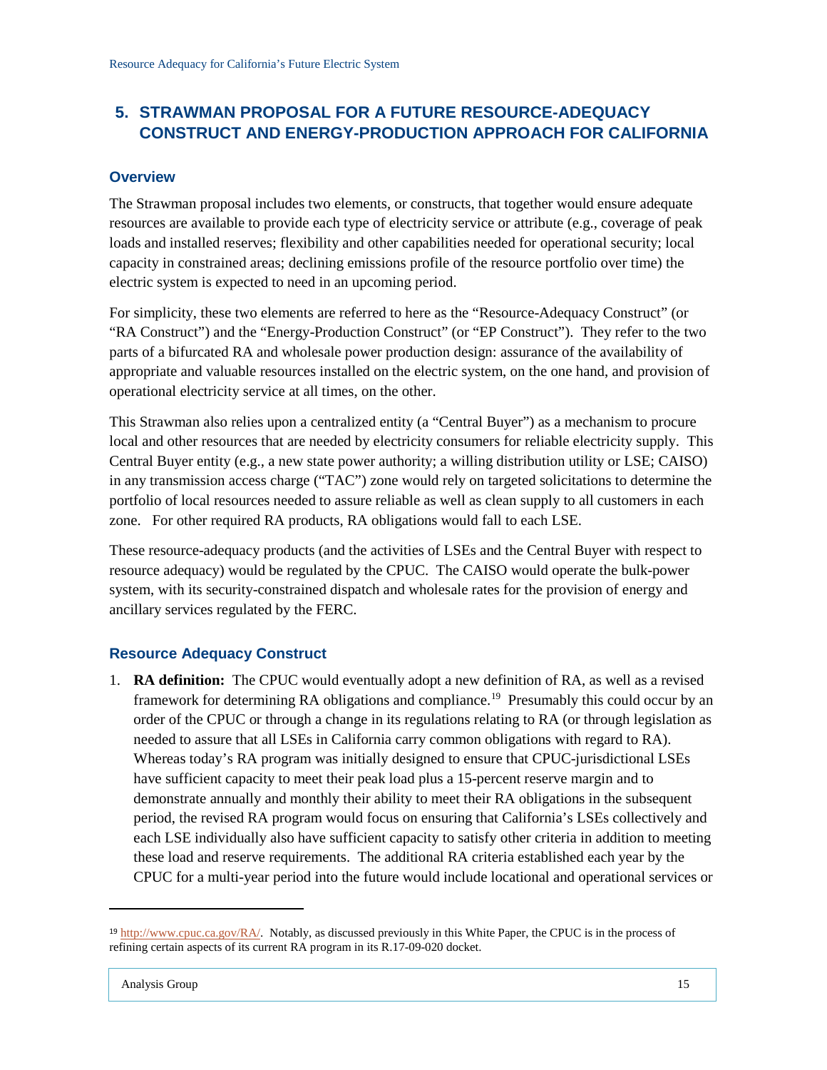## 5. STRAWMAN PROPOSAL FOR A FUTURE RESOURCE-ADEQUACY CONSTRUCT AND ENERGY-PRODUCTION APPROACH FOR CALIFORNIA

### Overview

The Strawman proposal includes two elements, or constructs, that together would ensure adequate resources are available to provide each type of electricity service or attribute (e.g., coverage of peak loads and installed reserves; flexibility and other capabilities needed for operational security; local capacity in constrained areas; declining emissions profile of the resource portfolio over time) the electric system is expected to need in an upcoming period.

For simplicity, these two elements are referred to here as the "Resource-Adequacy Construct" (or "RA Construct") and the "Energy-Production Construct" (or "EP Construct"). They refer to the two parts of a bifurcated RA and wholesale power production design: assurance of the availability of appropriate and valuable resources installed on the electric system, on the one hand, and provision of operational electricity service at all times, on the other.

This Strawman also relies upon a centralized entity (a "Central Buyer") as a mechanism to procure local and other resources that are needed by electricity consumers for reliable electricity supply. This Central Buyer entity (e.g., a new state power authority; a willing distribution utility or LSE; CAISO) in any transmission access charge ("TAC") zone would rely on targeted solicitations to determine the portfolio of local resources needed to assure reliable as well as clean supply to all customers in each zone. For other required RA products, RA obligations would fall to each LSE.

These resource-adequacy products (and the activities of LSEs and the Central Buyer with respect to resource adequacy) would be regulated by the CPUC. The CAISO would operate the bulk-power system, with its security-constrained dispatch and wholesale rates for the provision of energy and ancillary services regulated by the FERC.

### Resource Adequacy Construct

1. **RA definition:** The CPUC would eventually adopt a new definition of RA, as well as a revised framework for determining RA obligations and compliance.[19] Presumably this could occur by an order of the CPUC or through a change in its regulations relating to RA (or through legislation as needed to assure that all LSEs in California carry common obligations with regard to RA). Whereas today's RA program was initially designed to ensure that CPUC-jurisdictional LSEs have sufficient capacity to meet their peak load plus a 15-percent reserve margin and to demonstrate annually and monthly their ability to meet their RA obligations in the subsequent period, the revised RA program would focus on ensuring that California's LSEs collectively and each LSE individually also have sufficient capacity to satisfy other criteria in addition to meeting these load and reserve requirements. The additional RA criteria established each year by the CPUC for a multi-year period into the future would include locational and operational services or

[19] http://www.cpuc.ca.gov/RA/. Notably, as discussed previously in this White Paper, the CPUC is in the process of refining certain aspects of its current RA program in its R.17-09-020 docket.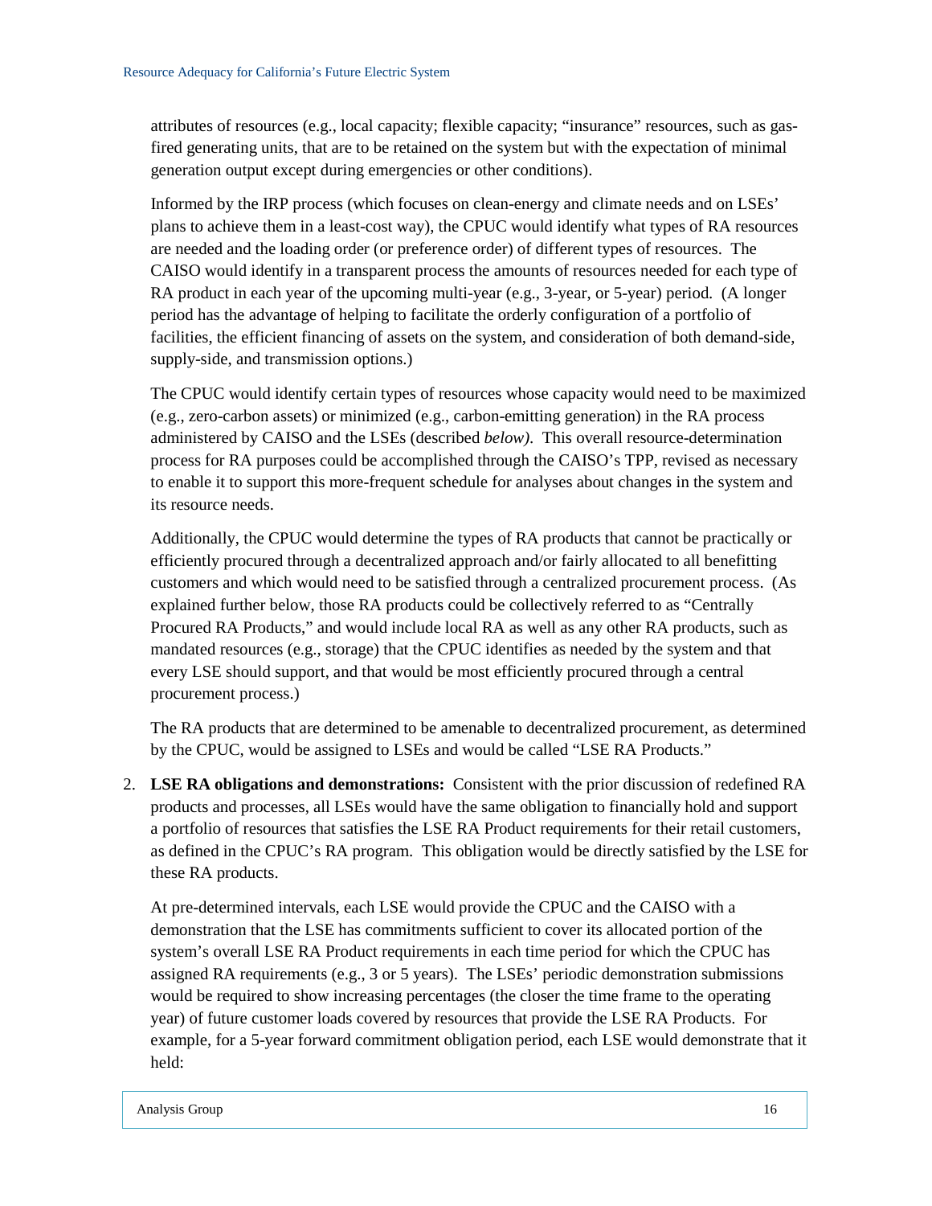attributes of resources (e.g., local capacity; flexible capacity; "insurance" resources, such as gas-fired generating units, that are to be retained on the system but with the expectation of minimal generation output except during emergencies or other conditions).

Informed by the IRP process (which focuses on clean-energy and climate needs and on LSEs' plans to achieve them in a least-cost way), the CPUC would identify what types of RA resources are needed and the loading order (or preference order) of different types of resources. The CAISO would identify in a transparent process the amounts of resources needed for each type of RA product in each year of the upcoming multi-year (e.g., 3-year, or 5-year) period. (A longer period has the advantage of helping to facilitate the orderly configuration of a portfolio of facilities, the efficient financing of assets on the system, and consideration of both demand-side, supply-side, and transmission options.)

The CPUC would identify certain types of resources whose capacity would need to be maximized (e.g., zero-carbon assets) or minimized (e.g., carbon-emitting generation) in the RA process administered by CAISO and the LSEs (described *below)*. This overall resource-determination process for RA purposes could be accomplished through the CAISO's TPP, revised as necessary to enable it to support this more-frequent schedule for analyses about changes in the system and its resource needs.

Additionally, the CPUC would determine the types of RA products that cannot be practically or efficiently procured through a decentralized approach and/or fairly allocated to all benefitting customers and which would need to be satisfied through a centralized procurement process. (As explained further below, those RA products could be collectively referred to as "Centrally Procured RA Products," and would include local RA as well as any other RA products, such as mandated resources (e.g., storage) that the CPUC identifies as needed by the system and that every LSE should support, and that would be most efficiently procured through a central procurement process.)

The RA products that are determined to be amenable to decentralized procurement, as determined by the CPUC, would be assigned to LSEs and would be called "LSE RA Products."

2. **LSE RA obligations and demonstrations:** Consistent with the prior discussion of redefined RA products and processes, all LSEs would have the same obligation to financially hold and support a portfolio of resources that satisfies the LSE RA Product requirements for their retail customers, as defined in the CPUC's RA program. This obligation would be directly satisfied by the LSE for these RA products.

   At pre-determined intervals, each LSE would provide the CPUC and the CAISO with a demonstration that the LSE has commitments sufficient to cover its allocated portion of the system's overall LSE RA Product requirements in each time period for which the CPUC has assigned RA requirements (e.g., 3 or 5 years). The LSEs' periodic demonstration submissions would be required to show increasing percentages (the closer the time frame to the operating year) of future customer loads covered by resources that provide the LSE RA Products. For example, for a 5-year forward commitment obligation period, each LSE would demonstrate that it held: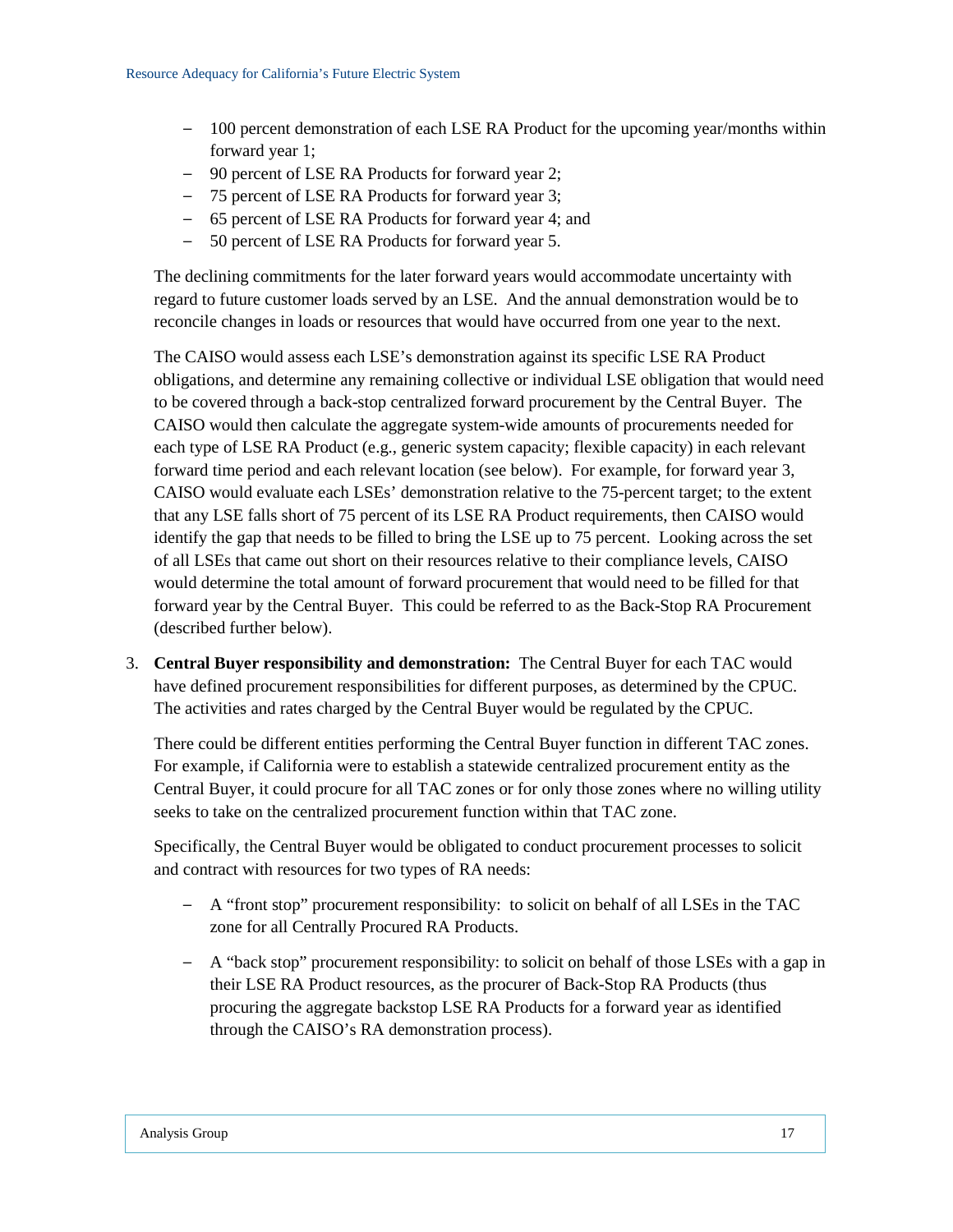- 100 percent demonstration of each LSE RA Product for the upcoming year/months within forward year 1;
- 90 percent of LSE RA Products for forward year 2;
- 75 percent of LSE RA Products for forward year 3;
- 65 percent of LSE RA Products for forward year 4; and
- 50 percent of LSE RA Products for forward year 5.

The declining commitments for the later forward years would accommodate uncertainty with regard to future customer loads served by an LSE. And the annual demonstration would be to reconcile changes in loads or resources that would have occurred from one year to the next.

The CAISO would assess each LSE's demonstration against its specific LSE RA Product obligations, and determine any remaining collective or individual LSE obligation that would need to be covered through a back-stop centralized forward procurement by the Central Buyer. The CAISO would then calculate the aggregate system-wide amounts of procurements needed for each type of LSE RA Product (e.g., generic system capacity; flexible capacity) in each relevant forward time period and each relevant location (see below). For example, for forward year 3, CAISO would evaluate each LSEs' demonstration relative to the 75-percent target; to the extent that any LSE falls short of 75 percent of its LSE RA Product requirements, then CAISO would identify the gap that needs to be filled to bring the LSE up to 75 percent. Looking across the set of all LSEs that came out short on their resources relative to their compliance levels, CAISO would determine the total amount of forward procurement that would need to be filled for that forward year by the Central Buyer. This could be referred to as the Back-Stop RA Procurement (described further below).

3. **Central Buyer responsibility and demonstration:** The Central Buyer for each TAC would have defined procurement responsibilities for different purposes, as determined by the CPUC. The activities and rates charged by the Central Buyer would be regulated by the CPUC.

   There could be different entities performing the Central Buyer function in different TAC zones. For example, if California were to establish a statewide centralized procurement entity as the Central Buyer, it could procure for all TAC zones or for only those zones where no willing utility seeks to take on the centralized procurement function within that TAC zone.

   Specifically, the Central Buyer would be obligated to conduct procurement processes to solicit and contract with resources for two types of RA needs:

   - A "front stop" procurement responsibility: to solicit on behalf of all LSEs in the TAC zone for all Centrally Procured RA Products.

   - A "back stop" procurement responsibility: to solicit on behalf of those LSEs with a gap in their LSE RA Product resources, as the procurer of Back-Stop RA Products (thus procuring the aggregate backstop LSE RA Products for a forward year as identified through the CAISO's RA demonstration process).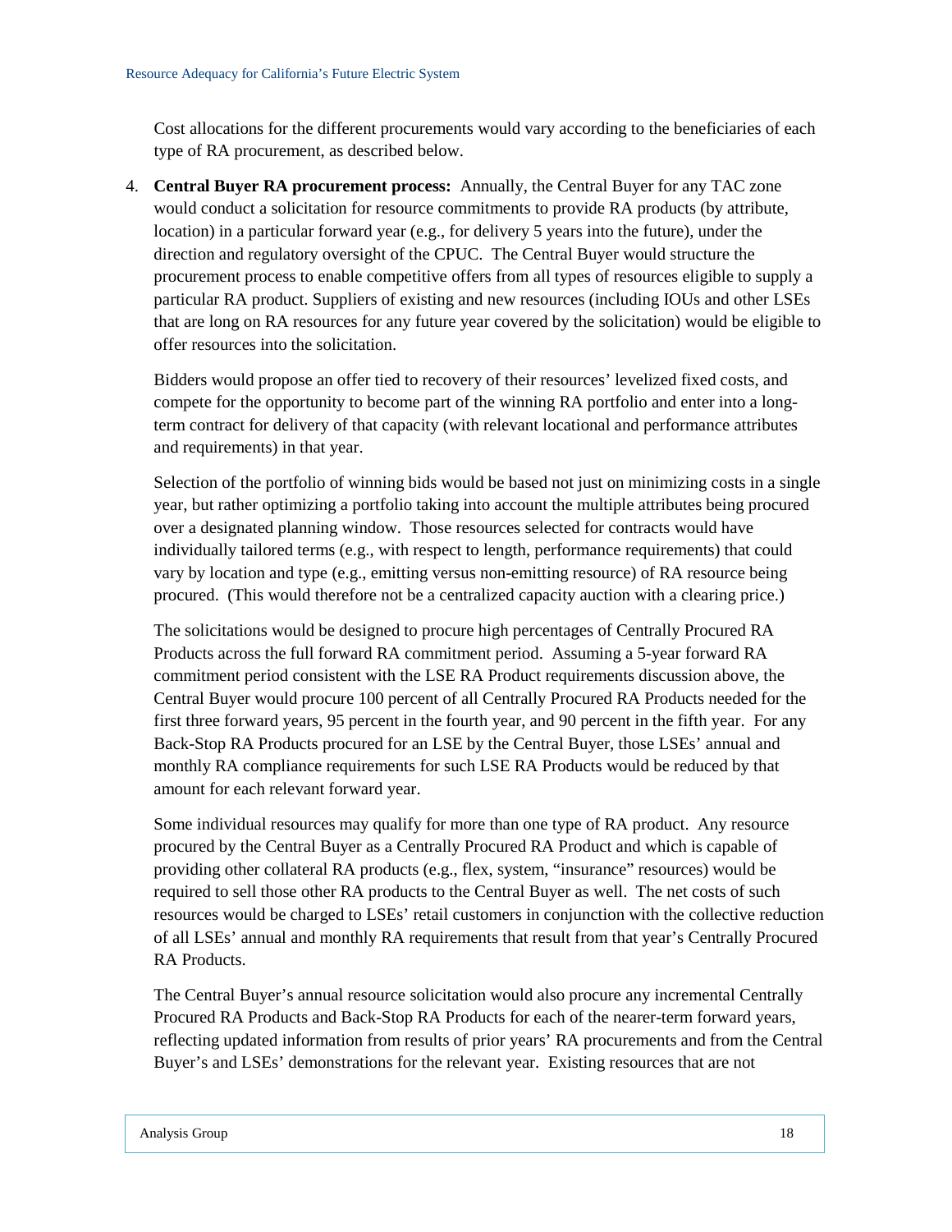Cost allocations for the different procurements would vary according to the beneficiaries of each type of RA procurement, as described below.

4. **Central Buyer RA procurement process:** Annually, the Central Buyer for any TAC zone would conduct a solicitation for resource commitments to provide RA products (by attribute, location) in a particular forward year (e.g., for delivery 5 years into the future), under the direction and regulatory oversight of the CPUC. The Central Buyer would structure the procurement process to enable competitive offers from all types of resources eligible to supply a particular RA product. Suppliers of existing and new resources (including IOUs and other LSEs that are long on RA resources for any future year covered by the solicitation) would be eligible to offer resources into the solicitation.

   Bidders would propose an offer tied to recovery of their resources' levelized fixed costs, and compete for the opportunity to become part of the winning RA portfolio and enter into a long-term contract for delivery of that capacity (with relevant locational and performance attributes and requirements) in that year.

   Selection of the portfolio of winning bids would be based not just on minimizing costs in a single year, but rather optimizing a portfolio taking into account the multiple attributes being procured over a designated planning window. Those resources selected for contracts would have individually tailored terms (e.g., with respect to length, performance requirements) that could vary by location and type (e.g., emitting versus non-emitting resource) of RA resource being procured. (This would therefore not be a centralized capacity auction with a clearing price.)

   The solicitations would be designed to procure high percentages of Centrally Procured RA Products across the full forward RA commitment period. Assuming a 5-year forward RA commitment period consistent with the LSE RA Product requirements discussion above, the Central Buyer would procure 100 percent of all Centrally Procured RA Products needed for the first three forward years, 95 percent in the fourth year, and 90 percent in the fifth year. For any Back-Stop RA Products procured for an LSE by the Central Buyer, those LSEs' annual and monthly RA compliance requirements for such LSE RA Products would be reduced by that amount for each relevant forward year.

   Some individual resources may qualify for more than one type of RA product. Any resource procured by the Central Buyer as a Centrally Procured RA Product and which is capable of providing other collateral RA products (e.g., flex, system, "insurance" resources) would be required to sell those other RA products to the Central Buyer as well. The net costs of such resources would be charged to LSEs' retail customers in conjunction with the collective reduction of all LSEs' annual and monthly RA requirements that result from that year's Centrally Procured RA Products.

   The Central Buyer's annual resource solicitation would also procure any incremental Centrally Procured RA Products and Back-Stop RA Products for each of the nearer-term forward years, reflecting updated information from results of prior years' RA procurements and from the Central Buyer's and LSEs' demonstrations for the relevant year. Existing resources that are not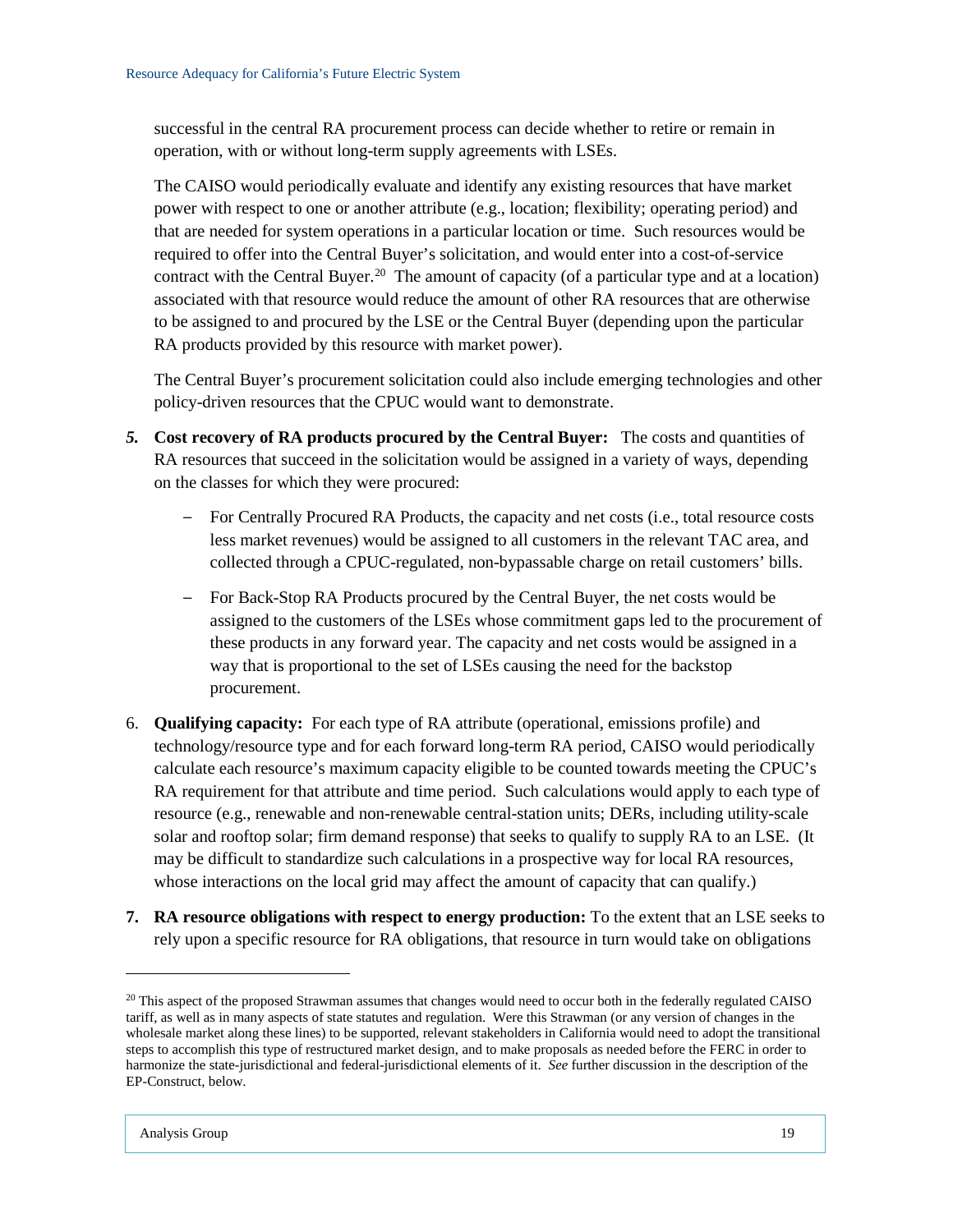successful in the central RA procurement process can decide whether to retire or remain in operation, with or without long-term supply agreements with LSEs.

The CAISO would periodically evaluate and identify any existing resources that have market power with respect to one or another attribute (e.g., location; flexibility; operating period) and that are needed for system operations in a particular location or time. Such resources would be required to offer into the Central Buyer's solicitation, and would enter into a cost-of-service contract with the Central Buyer.[20] The amount of capacity (of a particular type and at a location) associated with that resource would reduce the amount of other RA resources that are otherwise to be assigned to and procured by the LSE or the Central Buyer (depending upon the particular RA products provided by this resource with market power).

The Central Buyer's procurement solicitation could also include emerging technologies and other policy-driven resources that the CPUC would want to demonstrate.

5. **Cost recovery of RA products procured by the Central Buyer:** The costs and quantities of RA resources that succeed in the solicitation would be assigned in a variety of ways, depending on the classes for which they were procured:

   - For Centrally Procured RA Products, the capacity and net costs (i.e., total resource costs less market revenues) would be assigned to all customers in the relevant TAC area, and collected through a CPUC-regulated, non-bypassable charge on retail customers' bills.

   - For Back-Stop RA Products procured by the Central Buyer, the net costs would be assigned to the customers of the LSEs whose commitment gaps led to the procurement of these products in any forward year. The capacity and net costs would be assigned in a way that is proportional to the set of LSEs causing the need for the backstop procurement.

6. **Qualifying capacity:** For each type of RA attribute (operational, emissions profile) and technology/resource type and for each forward long-term RA period, CAISO would periodically calculate each resource's maximum capacity eligible to be counted towards meeting the CPUC's RA requirement for that attribute and time period. Such calculations would apply to each type of resource (e.g., renewable and non-renewable central-station units; DERs, including utility-scale solar and rooftop solar; firm demand response) that seeks to qualify to supply RA to an LSE. (It may be difficult to standardize such calculations in a prospective way for local RA resources, whose interactions on the local grid may affect the amount of capacity that can qualify.)

7. **RA resource obligations with respect to energy production:** To the extent that an LSE seeks to rely upon a specific resource for RA obligations, that resource in turn would take on obligations

[20] This aspect of the proposed Strawman assumes that changes would need to occur both in the federally regulated CAISO tariff, as well as in many aspects of state statutes and regulation. Were this Strawman (or any version of changes in the wholesale market along these lines) to be supported, relevant stakeholders in California would need to adopt the transitional steps to accomplish this type of restructured market design, and to make proposals as needed before the FERC in order to harmonize the state-jurisdictional and federal-jurisdictional elements of it. *See* further discussion in the description of the EP-Construct, below.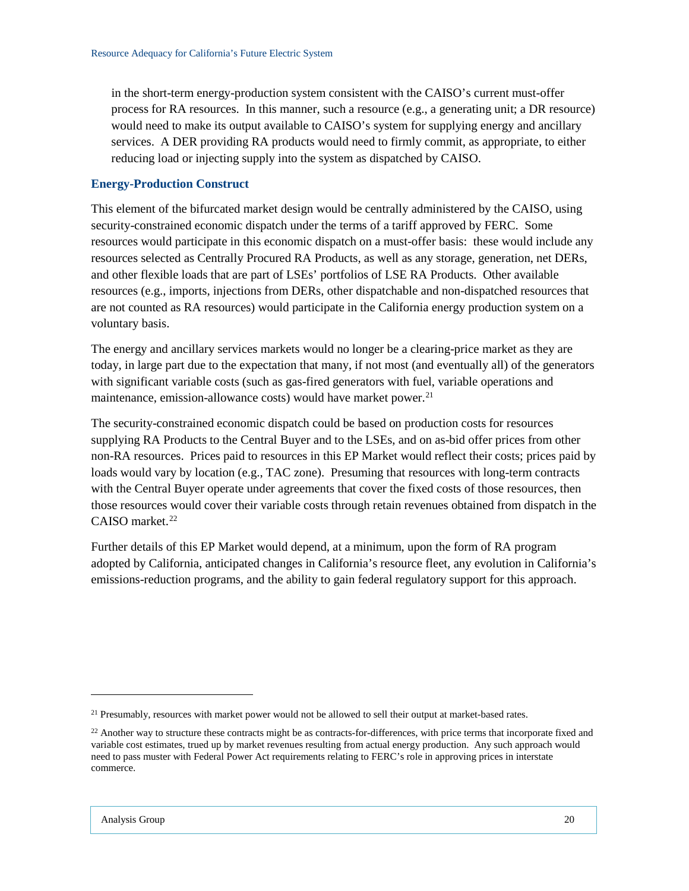in the short-term energy-production system consistent with the CAISO's current must-offer process for RA resources. In this manner, such a resource (e.g., a generating unit; a DR resource) would need to make its output available to CAISO's system for supplying energy and ancillary services. A DER providing RA products would need to firmly commit, as appropriate, to either reducing load or injecting supply into the system as dispatched by CAISO.

### Energy-Production Construct

This element of the bifurcated market design would be centrally administered by the CAISO, using security-constrained economic dispatch under the terms of a tariff approved by FERC. Some resources would participate in this economic dispatch on a must-offer basis: these would include any resources selected as Centrally Procured RA Products, as well as any storage, generation, net DERs, and other flexible loads that are part of LSEs' portfolios of LSE RA Products. Other available resources (e.g., imports, injections from DERs, other dispatchable and non-dispatched resources that are not counted as RA resources) would participate in the California energy production system on a voluntary basis.

The energy and ancillary services markets would no longer be a clearing-price market as they are today, in large part due to the expectation that many, if not most (and eventually all) of the generators with significant variable costs (such as gas-fired generators with fuel, variable operations and maintenance, emission-allowance costs) would have market power.[21]

The security-constrained economic dispatch could be based on production costs for resources supplying RA Products to the Central Buyer and to the LSEs, and on as-bid offer prices from other non-RA resources. Prices paid to resources in this EP Market would reflect their costs; prices paid by loads would vary by location (e.g., TAC zone). Presuming that resources with long-term contracts with the Central Buyer operate under agreements that cover the fixed costs of those resources, then those resources would cover their variable costs through retain revenues obtained from dispatch in the CAISO market.[22]

Further details of this EP Market would depend, at a minimum, upon the form of RA program adopted by California, anticipated changes in California's resource fleet, any evolution in California's emissions-reduction programs, and the ability to gain federal regulatory support for this approach.

---

[21] Presumably, resources with market power would not be allowed to sell their output at market-based rates.

[22] Another way to structure these contracts might be as contracts-for-differences, with price terms that incorporate fixed and variable cost estimates, trued up by market revenues resulting from actual energy production. Any such approach would need to pass muster with Federal Power Act requirements relating to FERC's role in approving prices in interstate commerce.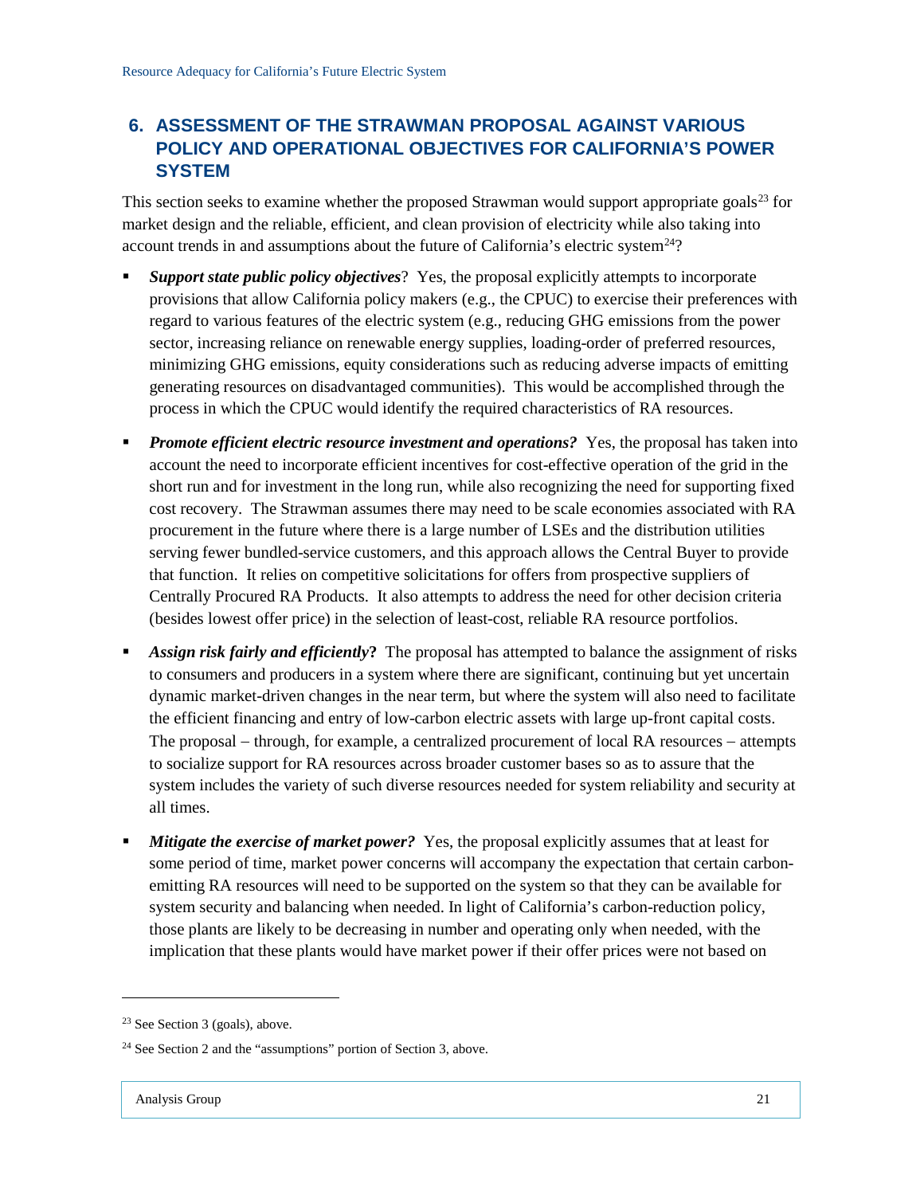## 6. ASSESSMENT OF THE STRAWMAN PROPOSAL AGAINST VARIOUS POLICY AND OPERATIONAL OBJECTIVES FOR CALIFORNIA'S POWER SYSTEM

This section seeks to examine whether the proposed Strawman would support appropriate goals[23] for market design and the reliable, efficient, and clean provision of electricity while also taking into account trends in and assumptions about the future of California's electric system[24]?

- ***Support state public policy objectives***? Yes, the proposal explicitly attempts to incorporate provisions that allow California policy makers (e.g., the CPUC) to exercise their preferences with regard to various features of the electric system (e.g., reducing GHG emissions from the power sector, increasing reliance on renewable energy supplies, loading-order of preferred resources, minimizing GHG emissions, equity considerations such as reducing adverse impacts of emitting generating resources on disadvantaged communities). This would be accomplished through the process in which the CPUC would identify the required characteristics of RA resources.

- ***Promote efficient electric resource investment and operations?*** Yes, the proposal has taken into account the need to incorporate efficient incentives for cost-effective operation of the grid in the short run and for investment in the long run, while also recognizing the need for supporting fixed cost recovery. The Strawman assumes there may need to be scale economies associated with RA procurement in the future where there is a large number of LSEs and the distribution utilities serving fewer bundled-service customers, and this approach allows the Central Buyer to provide that function. It relies on competitive solicitations for offers from prospective suppliers of Centrally Procured RA Products. It also attempts to address the need for other decision criteria (besides lowest offer price) in the selection of least-cost, reliable RA resource portfolios.

- ***Assign risk fairly and efficiently*?** The proposal has attempted to balance the assignment of risks to consumers and producers in a system where there are significant, continuing but yet uncertain dynamic market-driven changes in the near term, but where the system will also need to facilitate the efficient financing and entry of low-carbon electric assets with large up-front capital costs. The proposal – through, for example, a centralized procurement of local RA resources – attempts to socialize support for RA resources across broader customer bases so as to assure that the system includes the variety of such diverse resources needed for system reliability and security at all times.

- ***Mitigate the exercise of market power?*** Yes, the proposal explicitly assumes that at least for some period of time, market power concerns will accompany the expectation that certain carbon-emitting RA resources will need to be supported on the system so that they can be available for system security and balancing when needed. In light of California's carbon-reduction policy, those plants are likely to be decreasing in number and operating only when needed, with the implication that these plants would have market power if their offer prices were not based on

---

[23] See Section 3 (goals), above.

[24] See Section 2 and the "assumptions" portion of Section 3, above.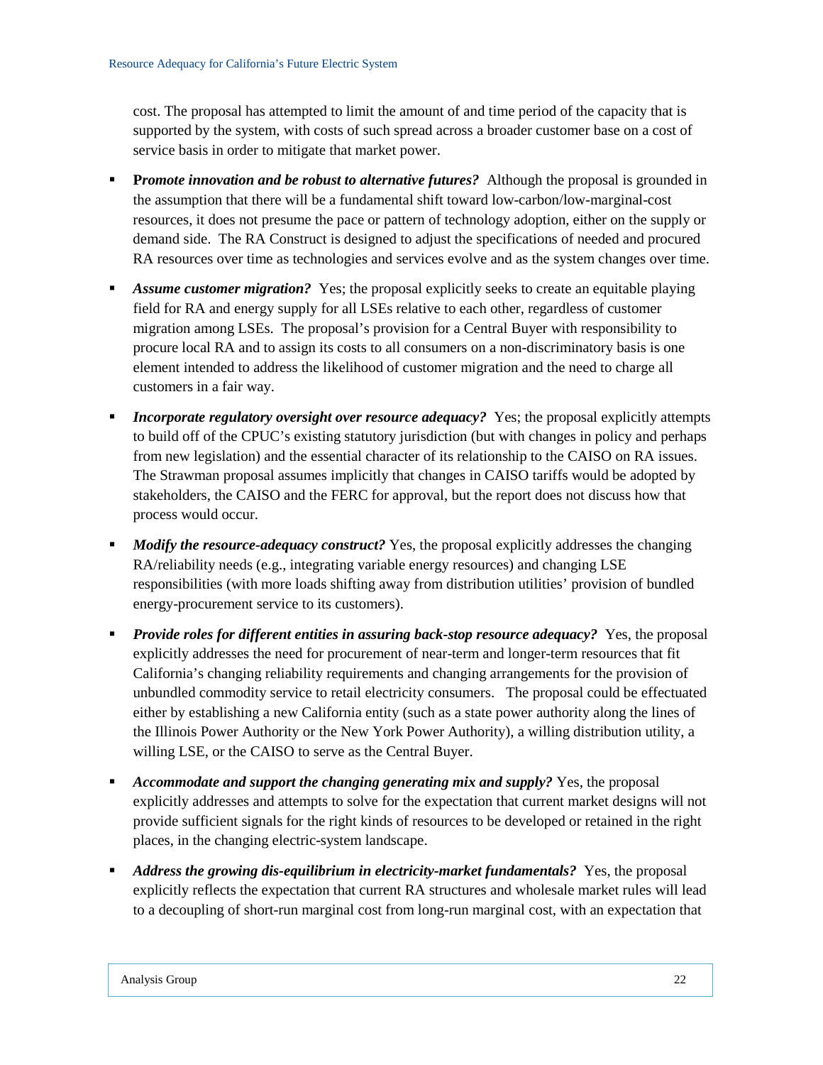cost. The proposal has attempted to limit the amount of and time period of the capacity that is supported by the system, with costs of such spread across a broader customer base on a cost of service basis in order to mitigate that market power.

- ***Promote innovation and be robust to alternative futures?*** Although the proposal is grounded in the assumption that there will be a fundamental shift toward low-carbon/low-marginal-cost resources, it does not presume the pace or pattern of technology adoption, either on the supply or demand side. The RA Construct is designed to adjust the specifications of needed and procured RA resources over time as technologies and services evolve and as the system changes over time.

- ***Assume customer migration?*** Yes; the proposal explicitly seeks to create an equitable playing field for RA and energy supply for all LSEs relative to each other, regardless of customer migration among LSEs. The proposal's provision for a Central Buyer with responsibility to procure local RA and to assign its costs to all consumers on a non-discriminatory basis is one element intended to address the likelihood of customer migration and the need to charge all customers in a fair way.

- ***Incorporate regulatory oversight over resource adequacy?*** Yes; the proposal explicitly attempts to build off of the CPUC's existing statutory jurisdiction (but with changes in policy and perhaps from new legislation) and the essential character of its relationship to the CAISO on RA issues. The Strawman proposal assumes implicitly that changes in CAISO tariffs would be adopted by stakeholders, the CAISO and the FERC for approval, but the report does not discuss how that process would occur.

- ***Modify the resource-adequacy construct?*** Yes, the proposal explicitly addresses the changing RA/reliability needs (e.g., integrating variable energy resources) and changing LSE responsibilities (with more loads shifting away from distribution utilities' provision of bundled energy-procurement service to its customers).

- ***Provide roles for different entities in assuring back-stop resource adequacy?*** Yes, the proposal explicitly addresses the need for procurement of near-term and longer-term resources that fit California's changing reliability requirements and changing arrangements for the provision of unbundled commodity service to retail electricity consumers. The proposal could be effectuated either by establishing a new California entity (such as a state power authority along the lines of the Illinois Power Authority or the New York Power Authority), a willing distribution utility, a willing LSE, or the CAISO to serve as the Central Buyer.

- ***Accommodate and support the changing generating mix and supply?*** Yes, the proposal explicitly addresses and attempts to solve for the expectation that current market designs will not provide sufficient signals for the right kinds of resources to be developed or retained in the right places, in the changing electric-system landscape.

- ***Address the growing dis-equilibrium in electricity-market fundamentals?*** Yes, the proposal explicitly reflects the expectation that current RA structures and wholesale market rules will lead to a decoupling of short-run marginal cost from long-run marginal cost, with an expectation that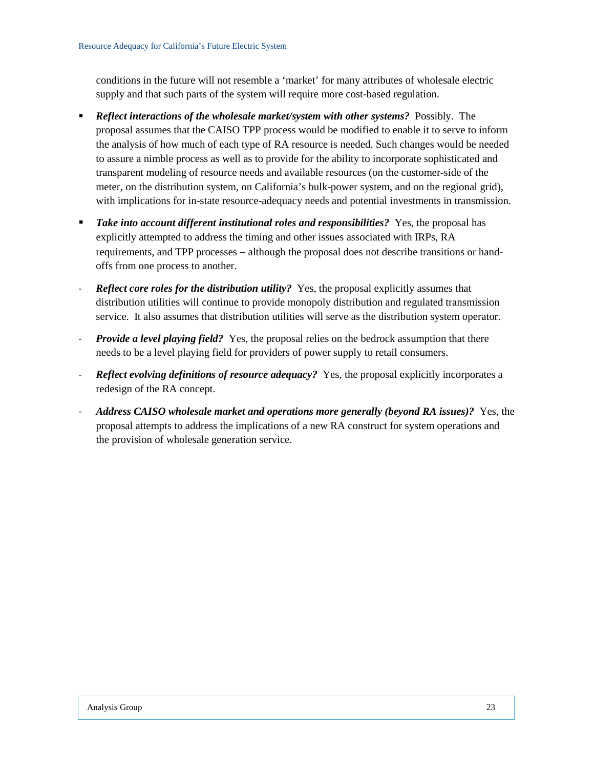conditions in the future will not resemble a 'market' for many attributes of wholesale electric supply and that such parts of the system will require more cost-based regulation.

- ***Reflect interactions of the wholesale market/system with other systems?*** Possibly. The proposal assumes that the CAISO TPP process would be modified to enable it to serve to inform the analysis of how much of each type of RA resource is needed. Such changes would be needed to assure a nimble process as well as to provide for the ability to incorporate sophisticated and transparent modeling of resource needs and available resources (on the customer-side of the meter, on the distribution system, on California's bulk-power system, and on the regional grid), with implications for in-state resource-adequacy needs and potential investments in transmission.

- ***Take into account different institutional roles and responsibilities?*** Yes, the proposal has explicitly attempted to address the timing and other issues associated with IRPs, RA requirements, and TPP processes – although the proposal does not describe transitions or hand-offs from one process to another.

- ***Reflect core roles for the distribution utility?*** Yes, the proposal explicitly assumes that distribution utilities will continue to provide monopoly distribution and regulated transmission service. It also assumes that distribution utilities will serve as the distribution system operator.

- ***Provide a level playing field?*** Yes, the proposal relies on the bedrock assumption that there needs to be a level playing field for providers of power supply to retail consumers.

- ***Reflect evolving definitions of resource adequacy?*** Yes, the proposal explicitly incorporates a redesign of the RA concept.

- ***Address CAISO wholesale market and operations more generally (beyond RA issues)?*** Yes, the proposal attempts to address the implications of a new RA construct for system operations and the provision of wholesale generation service.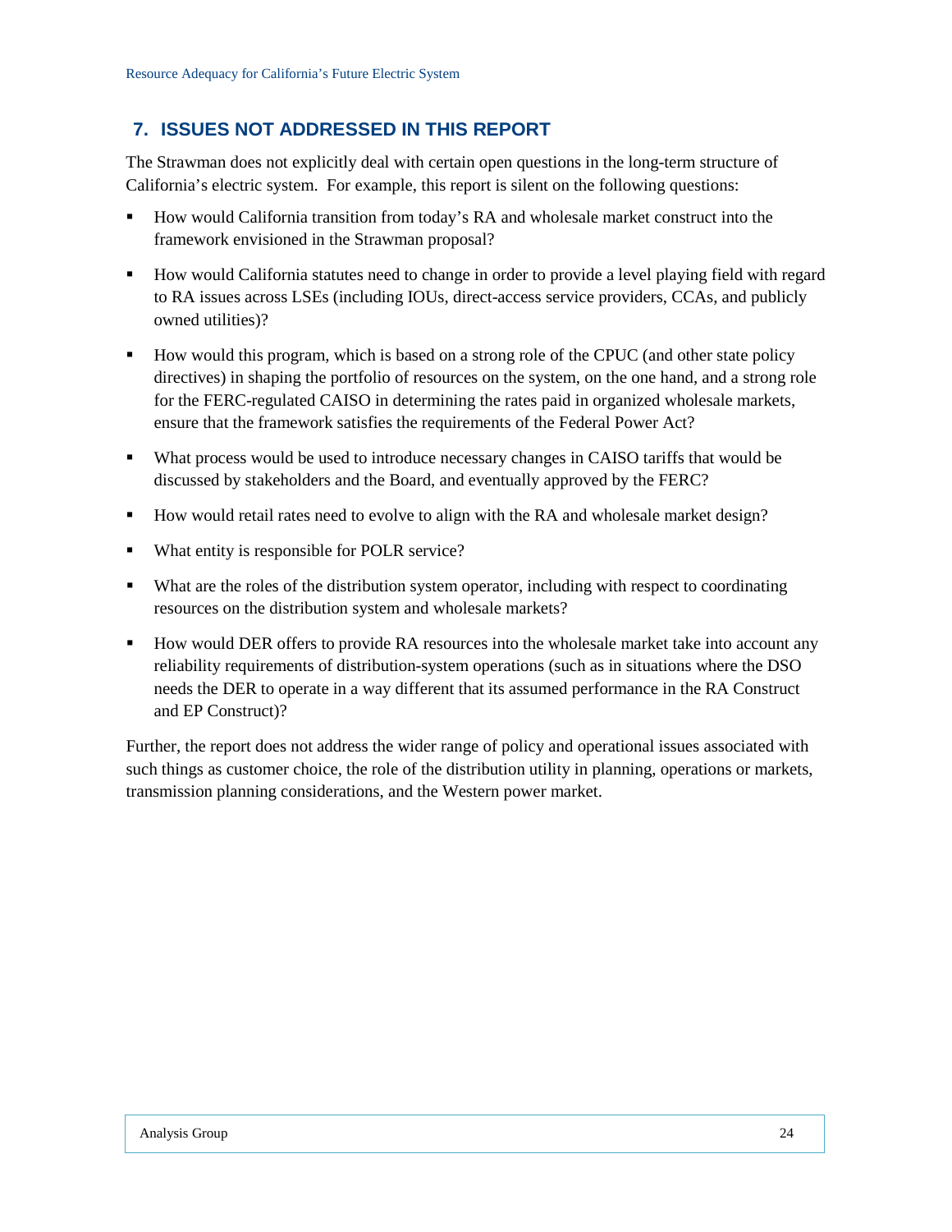## 7. ISSUES NOT ADDRESSED IN THIS REPORT

The Strawman does not explicitly deal with certain open questions in the long-term structure of California's electric system. For example, this report is silent on the following questions:

- How would California transition from today's RA and wholesale market construct into the framework envisioned in the Strawman proposal?
- How would California statutes need to change in order to provide a level playing field with regard to RA issues across LSEs (including IOUs, direct-access service providers, CCAs, and publicly owned utilities)?
- How would this program, which is based on a strong role of the CPUC (and other state policy directives) in shaping the portfolio of resources on the system, on the one hand, and a strong role for the FERC-regulated CAISO in determining the rates paid in organized wholesale markets, ensure that the framework satisfies the requirements of the Federal Power Act?
- What process would be used to introduce necessary changes in CAISO tariffs that would be discussed by stakeholders and the Board, and eventually approved by the FERC?
- How would retail rates need to evolve to align with the RA and wholesale market design?
- What entity is responsible for POLR service?
- What are the roles of the distribution system operator, including with respect to coordinating resources on the distribution system and wholesale markets?
- How would DER offers to provide RA resources into the wholesale market take into account any reliability requirements of distribution-system operations (such as in situations where the DSO needs the DER to operate in a way different that its assumed performance in the RA Construct and EP Construct)?

Further, the report does not address the wider range of policy and operational issues associated with such things as customer choice, the role of the distribution utility in planning, operations or markets, transmission planning considerations, and the Western power market.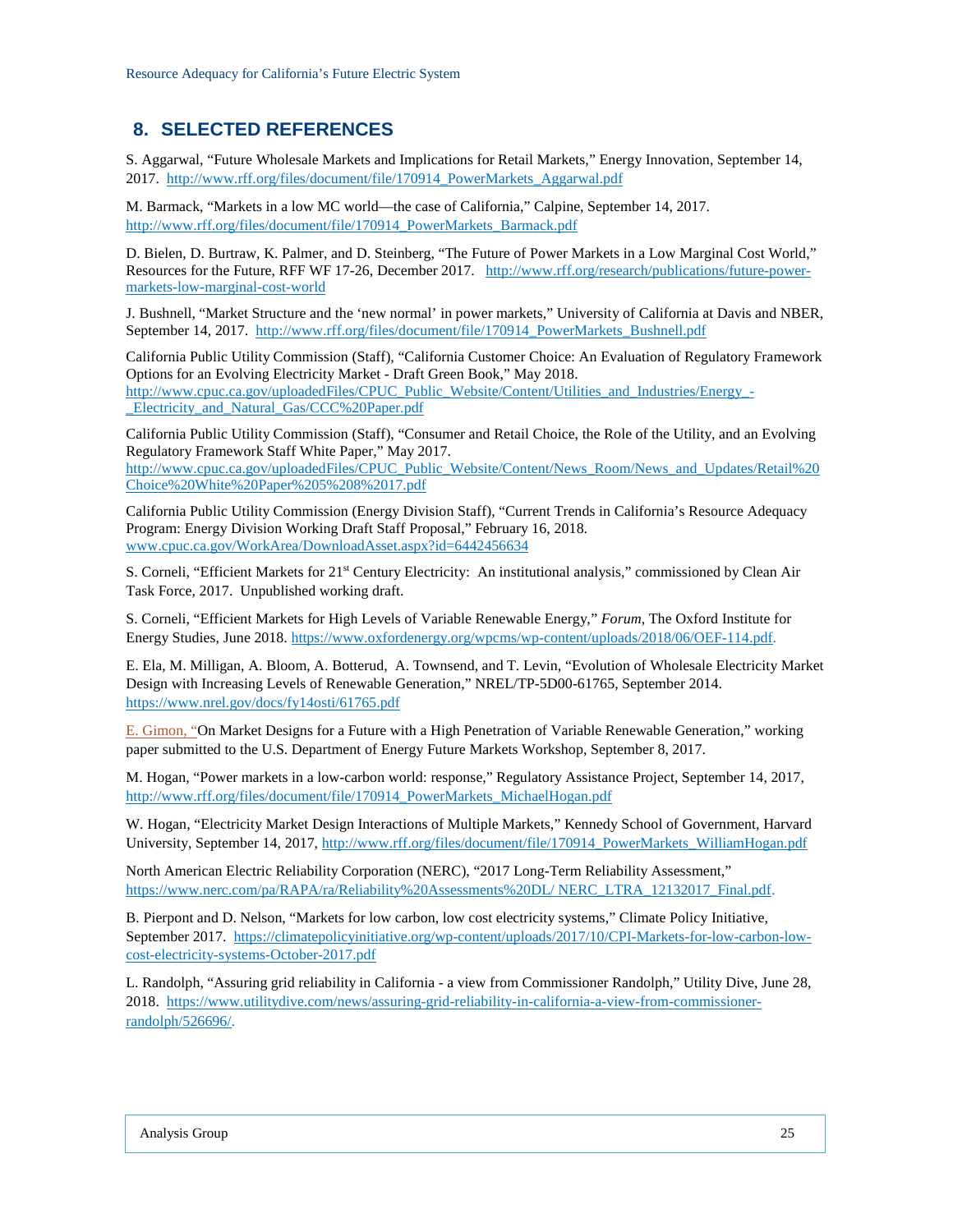## 8. SELECTED REFERENCES

S. Aggarwal, "Future Wholesale Markets and Implications for Retail Markets," Energy Innovation, September 14, 2017. http://www.rff.org/files/document/file/170914_PowerMarkets_Aggarwal.pdf

M. Barmack, "Markets in a low MC world—the case of California," Calpine, September 14, 2017. http://www.rff.org/files/document/file/170914_PowerMarkets_Barmack.pdf

D. Bielen, D. Burtraw, K. Palmer, and D. Steinberg, "The Future of Power Markets in a Low Marginal Cost World," Resources for the Future, RFF WF 17-26, December 2017. http://www.rff.org/research/publications/future-power-markets-low-marginal-cost-world

J. Bushnell, "Market Structure and the 'new normal' in power markets," University of California at Davis and NBER, September 14, 2017. http://www.rff.org/files/document/file/170914_PowerMarkets_Bushnell.pdf

California Public Utility Commission (Staff), "California Customer Choice: An Evaluation of Regulatory Framework Options for an Evolving Electricity Market - Draft Green Book," May 2018. http://www.cpuc.ca.gov/uploadedFiles/CPUC_Public_Website/Content/Utilities_and_Industries/Energy_-_Electricity_and_Natural_Gas/CCC%20Paper.pdf

California Public Utility Commission (Staff), "Consumer and Retail Choice, the Role of the Utility, and an Evolving Regulatory Framework Staff White Paper," May 2017. http://www.cpuc.ca.gov/uploadedFiles/CPUC_Public_Website/Content/News_Room/News_and_Updates/Retail%20Choice%20White%20Paper%205%208%2017.pdf

California Public Utility Commission (Energy Division Staff), "Current Trends in California's Resource Adequacy Program: Energy Division Working Draft Staff Proposal," February 16, 2018. www.cpuc.ca.gov/WorkArea/DownloadAsset.aspx?id=6442456634

S. Corneli, "Efficient Markets for 21st Century Electricity: An institutional analysis," commissioned by Clean Air Task Force, 2017. Unpublished working draft.

S. Corneli, "Efficient Markets for High Levels of Variable Renewable Energy," *Forum*, The Oxford Institute for Energy Studies, June 2018. https://www.oxfordenergy.org/wpcms/wp-content/uploads/2018/06/OEF-114.pdf.

E. Ela, M. Milligan, A. Bloom, A. Botterud, A. Townsend, and T. Levin, "Evolution of Wholesale Electricity Market Design with Increasing Levels of Renewable Generation," NREL/TP-5D00-61765, September 2014. https://www.nrel.gov/docs/fy14osti/61765.pdf

E. Gimon, "On Market Designs for a Future with a High Penetration of Variable Renewable Generation," working paper submitted to the U.S. Department of Energy Future Markets Workshop, September 8, 2017.

M. Hogan, "Power markets in a low-carbon world: response," Regulatory Assistance Project, September 14, 2017, http://www.rff.org/files/document/file/170914_PowerMarkets_MichaelHogan.pdf

W. Hogan, "Electricity Market Design Interactions of Multiple Markets," Kennedy School of Government, Harvard University, September 14, 2017, http://www.rff.org/files/document/file/170914_PowerMarkets_WilliamHogan.pdf

North American Electric Reliability Corporation (NERC), "2017 Long-Term Reliability Assessment," https://www.nerc.com/pa/RAPA/ra/Reliability%20Assessments%20DL/ NERC_LTRA_12132017_Final.pdf.

B. Pierpont and D. Nelson, "Markets for low carbon, low cost electricity systems," Climate Policy Initiative, September 2017. https://climatepolicyinitiative.org/wp-content/uploads/2017/10/CPI-Markets-for-low-carbon-low-cost-electricity-systems-October-2017.pdf

L. Randolph, "Assuring grid reliability in California - a view from Commissioner Randolph," Utility Dive, June 28, 2018. https://www.utilitydive.com/news/assuring-grid-reliability-in-california-a-view-from-commissioner-randolph/526696/.